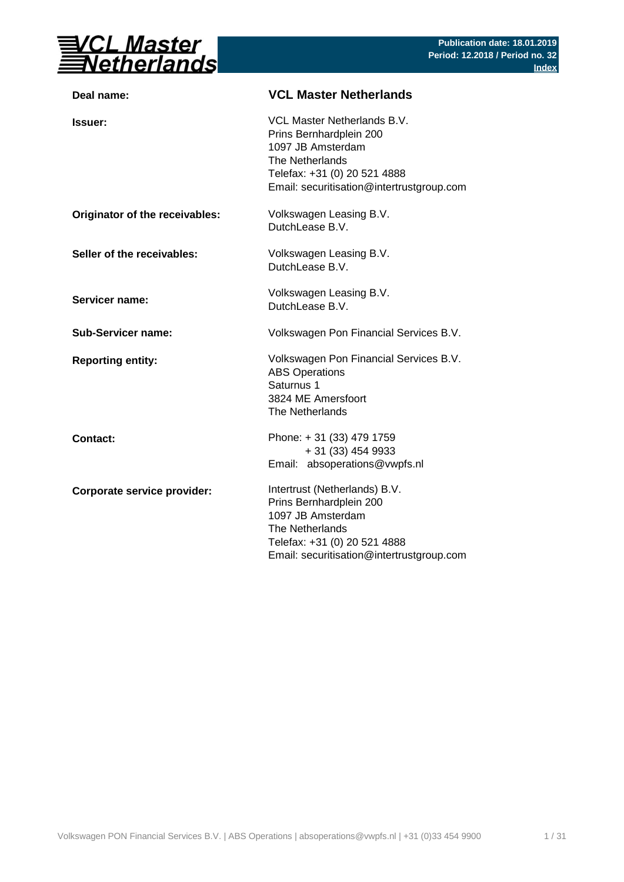**VCL Master Netherlands**

**Publication date: 18.01.2019**
**Period: 12.2018 / Period no. 32**
**Index**

| | |
|---|---|
| **Deal name:** | **VCL Master Netherlands** |
| **Issuer:** | VCL Master Netherlands B.V.<br>Prins Bernhardplein 200<br>1097 JB Amsterdam<br>The Netherlands<br>Telefax: +31 (0) 20 521 4888<br>Email: securitisation@intertrustgroup.com |
| **Originator of the receivables:** | Volkswagen Leasing B.V.<br>DutchLease B.V. |
| **Seller of the receivables:** | Volkswagen Leasing B.V.<br>DutchLease B.V. |
| **Servicer name:** | Volkswagen Leasing B.V.<br>DutchLease B.V. |
| **Sub-Servicer name:** | Volkswagen Pon Financial Services B.V. |
| **Reporting entity:** | Volkswagen Pon Financial Services B.V.<br>ABS Operations<br>Saturnus 1<br>3824 ME Amersfoort<br>The Netherlands |
| **Contact:** | Phone: + 31 (33) 479 1759<br>+ 31 (33) 454 9933<br>Email: absoperations@vwpfs.nl |
| **Corporate service provider:** | Intertrust (Netherlands) B.V.<br>Prins Bernhardplein 200<br>1097 JB Amsterdam<br>The Netherlands<br>Telefax: +31 (0) 20 521 4888<br>Email: securitisation@intertrustgroup.com |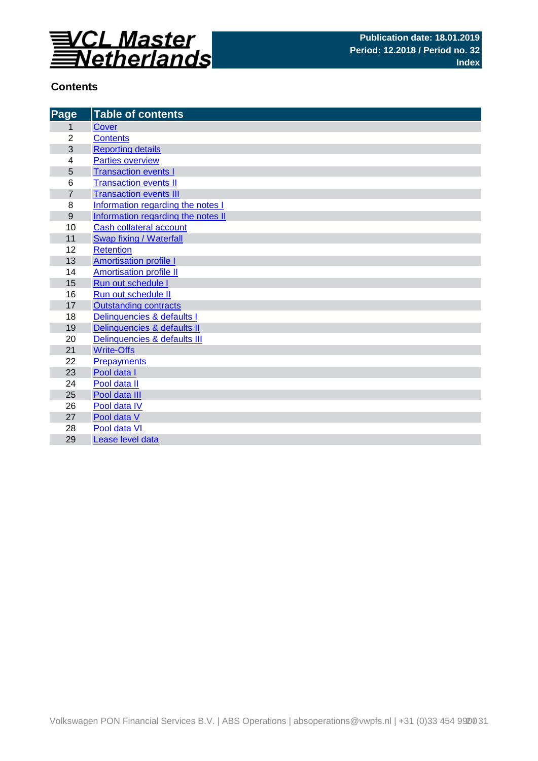**VCL Master Netherlands**

**Publication date: 18.01.2019**
**Period: 12.2018 / Period no. 32**
**Index**

## Contents

| Page | Table of contents |
|---|---|
| 1 | Cover |
| 2 | Contents |
| 3 | Reporting details |
| 4 | Parties overview |
| 5 | Transaction events I |
| 6 | Transaction events II |
| 7 | Transaction events III |
| 8 | Information regarding the notes I |
| 9 | Information regarding the notes II |
| 10 | Cash collateral account |
| 11 | Swap fixing / Waterfall |
| 12 | Retention |
| 13 | Amortisation profile I |
| 14 | Amortisation profile II |
| 15 | Run out schedule I |
| 16 | Run out schedule II |
| 17 | Outstanding contracts |
| 18 | Delinquencies & defaults I |
| 19 | Delinquencies & defaults II |
| 20 | Delinquencies & defaults III |
| 21 | Write-Offs |
| 22 | Prepayments |
| 23 | Pool data I |
| 24 | Pool data II |
| 25 | Pool data III |
| 26 | Pool data IV |
| 27 | Pool data V |
| 28 | Pool data VI |
| 29 | Lease level data |

Volkswagen PON Financial Services B.V. | ABS Operations | absoperations@vwpfs.nl | +31 (0)33 454 9900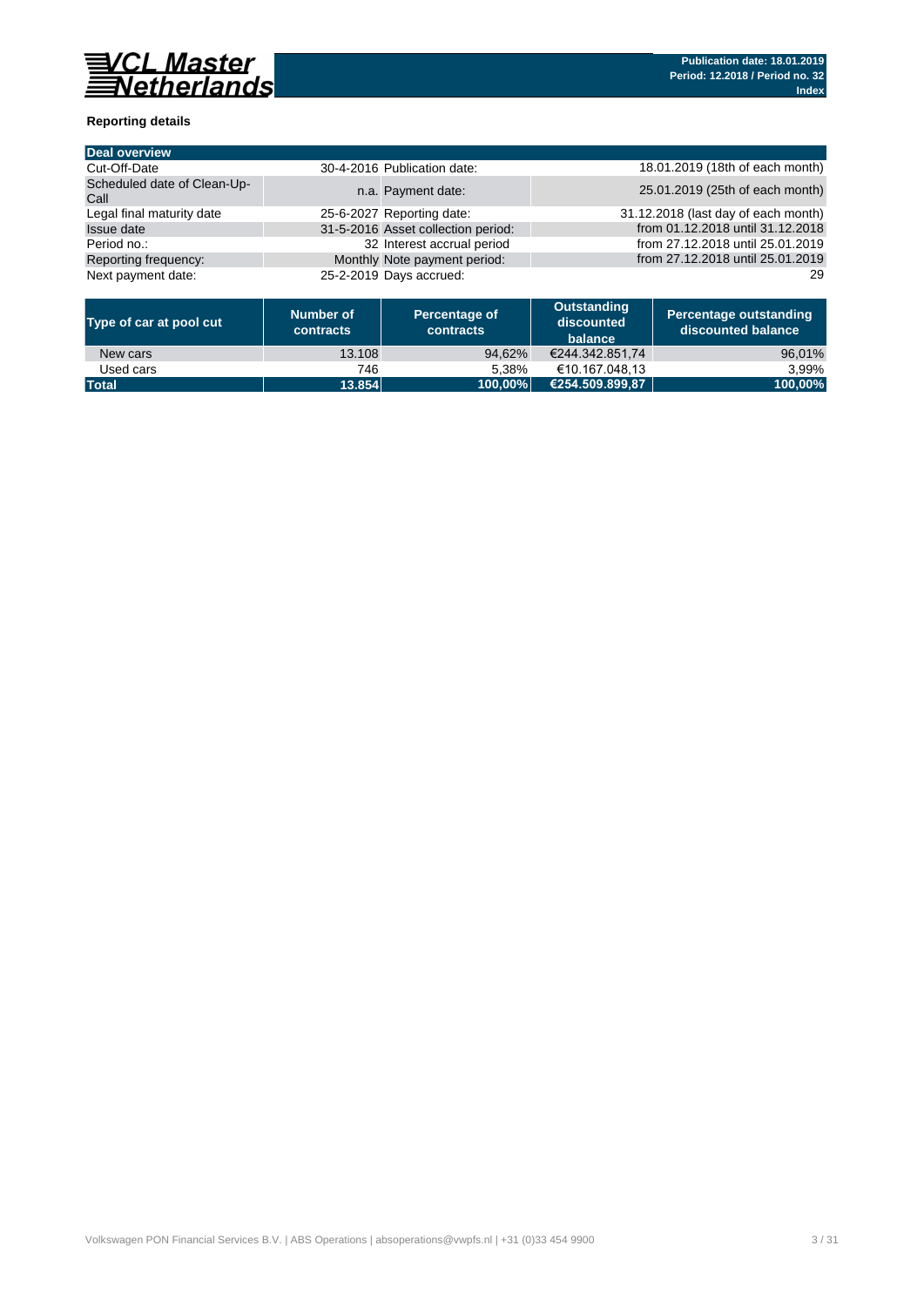# VCL Master Netherlands

**Publication date: 18.01.2019**
**Period: 12.2018 / Period no. 32**
**Index**

### Reporting details

| Deal overview | | | |
|---|---|---|---|
| Cut-Off-Date | 30-4-2016 | Publication date: | 18.01.2019 (18th of each month) |
| Scheduled date of Clean-Up-Call | n.a. | Payment date: | 25.01.2019 (25th of each month) |
| Legal final maturity date | 25-6-2027 | Reporting date: | 31.12.2018 (last day of each month) |
| Issue date | 31-5-2016 | Asset collection period: | from 01.12.2018 until 31.12.2018 |
| Period no.: | 32 | Interest accrual period | from 27.12.2018 until 25.01.2019 |
| Reporting frequency: | Monthly | Note payment period: | from 27.12.2018 until 25.01.2019 |
| Next payment date: | 25-2-2019 | Days accrued: | 29 |

| Type of car at pool cut | Number of contracts | Percentage of contracts | Outstanding discounted balance | Percentage outstanding discounted balance |
|---|---|---|---|---|
| New cars | 13.108 | 94,62% | €244.342.851,74 | 96,01% |
| Used cars | 746 | 5,38% | €10.167.048,13 | 3,99% |
| **Total** | **13.854** | **100,00%** | **€254.509.899,87** | **100,00%** |

Volkswagen PON Financial Services B.V. | ABS Operations | absoperations@vwpfs.nl | +31 (0)33 454 9900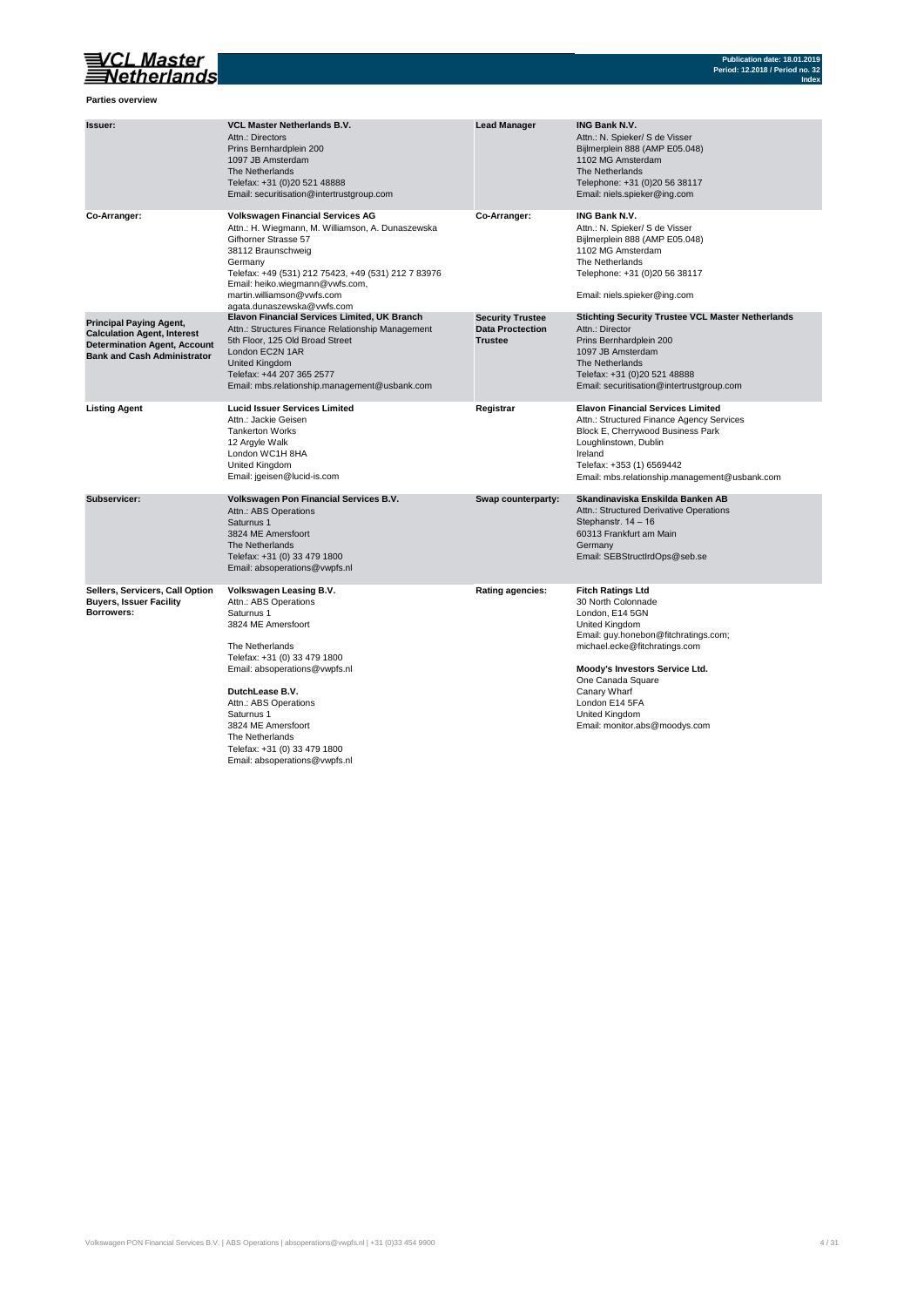**Parties overview**

| | | | |
|---|---|---|---|
| **Issuer:** | **VCL Master Netherlands B.V.**<br>Attn.: Directors<br>Prins Bernhardplein 200<br>1097 JB Amsterdam<br>The Netherlands<br>Telefax: +31 (0)20 521 48888<br>Email: securitisation@intertrustgroup.com | **Lead Manager** | **ING Bank N.V.**<br>Attn.: N. Spieker/ S de Visser<br>Bijlmerplein 888 (AMP E05.048)<br>1102 MG Amsterdam<br>The Netherlands<br>Telephone: +31 (0)20 56 38117<br>Email: niels.spieker@ing.com |
| **Co-Arranger:** | **Volkswagen Financial Services AG**<br>Attn.: H. Wiegmann, M. Williamson, A. Dunaszewska<br>Gifhorner Strasse 57<br>38112 Braunschweig<br>Germany<br>Telefax: +49 (531) 212 75423, +49 (531) 212 7 83976<br>Email: heiko.wiegmann@vwfs.com,<br>martin.williamson@vwfs.com<br>agata.dunaszewska@vwfs.com | **Co-Arranger:** | **ING Bank N.V.**<br>Attn.: N. Spieker/ S de Visser<br>Bijlmerplein 888 (AMP E05.048)<br>1102 MG Amsterdam<br>The Netherlands<br>Telephone: +31 (0)20 56 38117<br><br>Email: niels.spieker@ing.com |
| **Principal Paying Agent, Calculation Agent, Interest Determination Agent, Account Bank and Cash Administrator** | **Elavon Financial Services Limited, UK Branch**<br>Attn.: Structures Finance Relationship Management<br>5th Floor, 125 Old Broad Street<br>London EC2N 1AR<br>United Kingdom<br>Telefax: +44 207 365 2577<br>Email: mbs.relationship.management@usbank.com | **Security Trustee Data Proctection Trustee** | **Stichting Security Trustee VCL Master Netherlands**<br>Attn.: Director<br>Prins Bernhardplein 200<br>1097 JB Amsterdam<br>The Netherlands<br>Telefax: +31 (0)20 521 48888<br>Email: securitisation@intertrustgroup.com |
| **Listing Agent** | **Lucid Issuer Services Limited**<br>Attn.: Jackie Geisen<br>Tankerton Works<br>12 Argyle Walk<br>London WC1H 8HA<br>United Kingdom<br>Email: jgeisen@lucid-is.com | **Registrar** | **Elavon Financial Services Limited**<br>Attn.: Structured Finance Agency Services<br>Block E, Cherrywood Business Park<br>Loughlinstown, Dublin<br>Ireland<br>Telefax: +353 (1) 6569442<br>Email: mbs.relationship.management@usbank.com |
| **Subservicer:** | **Volkswagen Pon Financial Services B.V.**<br>Attn.: ABS Operations<br>Saturnus 1<br>3824 ME Amersfoort<br>The Netherlands<br>Telefax: +31 (0) 33 479 1800<br>Email: absoperations@vwpfs.nl | **Swap counterparty:** | **Skandinaviska Enskilda Banken AB**<br>Attn.: Structured Derivative Operations<br>Stephanstr. 14 – 16<br>60313 Frankfurt am Main<br>Germany<br>Email: SEBStructIrdOps@seb.se |
| **Sellers, Servicers, Call Option Buyers, Issuer Facility Borrowers:** | **Volkswagen Leasing B.V.**<br>Attn.: ABS Operations<br>Saturnus 1<br>3824 ME Amersfoort<br><br>The Netherlands<br>Telefax: +31 (0) 33 479 1800<br>Email: absoperations@vwpfs.nl<br><br>**DutchLease B.V.**<br>Attn.: ABS Operations<br>Saturnus 1<br>3824 ME Amersfoort<br>The Netherlands<br>Telefax: +31 (0) 33 479 1800<br>Email: absoperations@vwpfs.nl | **Rating agencies:** | **Fitch Ratings Ltd**<br>30 North Colonnade<br>London, E14 5GN<br>United Kingdom<br>Email: guy.honebon@fitchratings.com;<br>michael.ecke@fitchratings.com<br><br>**Moody's Investors Service Ltd.**<br>One Canada Square<br>Canary Wharf<br>London E14 5FA<br>United Kingdom<br>Email: monitor.abs@moodys.com |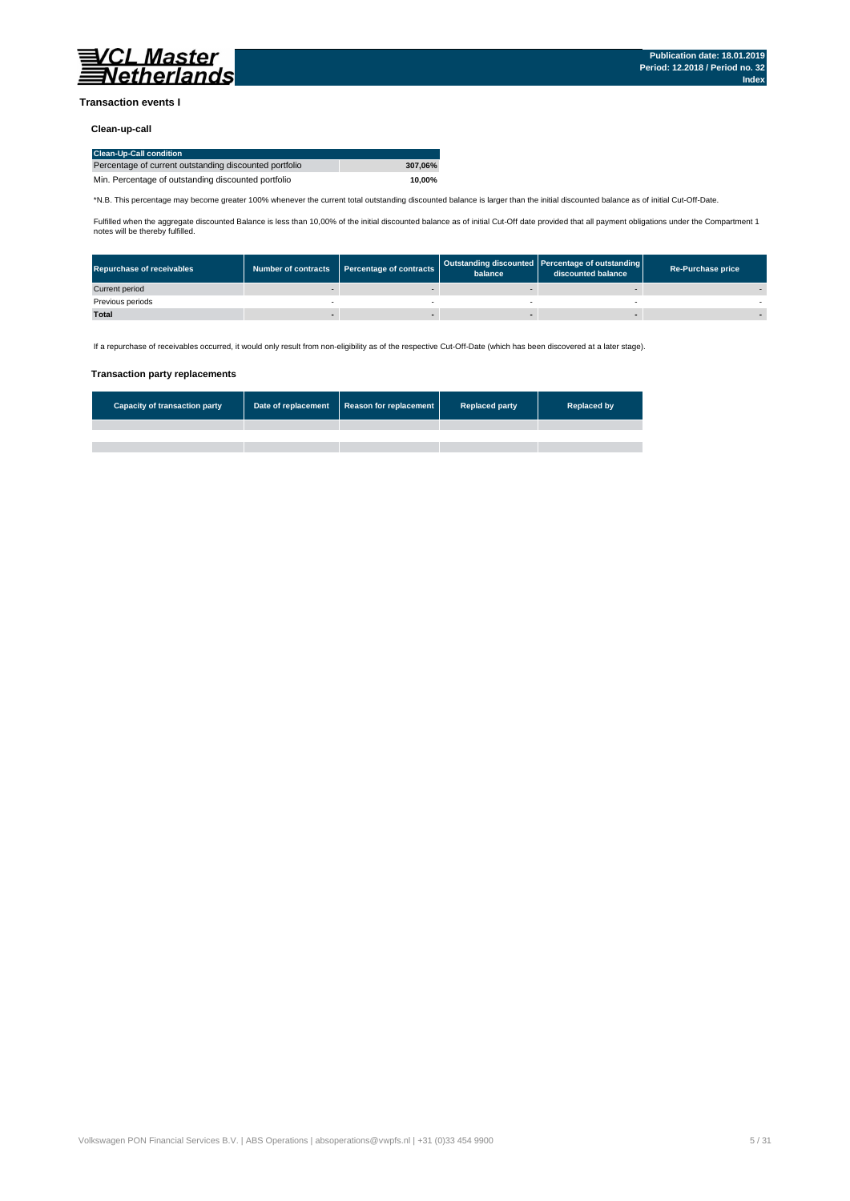## Transaction events I

### Clean-up-call

| Clean-Up-Call condition | |
|---|---|
| Percentage of current outstanding discounted portfolio | **307,06%** |
| Min. Percentage of outstanding discounted portfolio | **10,00%** |

*N.B. This percentage may become greater 100% whenever the current total outstanding discounted balance is larger than the initial discounted balance as of initial Cut-Off-Date.

Fulfilled when the aggregate discounted Balance is less than 10,00% of the initial discounted balance as of initial Cut-Off date provided that all payment obligations under the Compartment 1 notes will be thereby fulfilled.

| Repurchase of receivables | Number of contracts | Percentage of contracts | Outstanding discounted balance | Percentage of outstanding discounted balance | Re-Purchase price |
|---|---|---|---|---|---|
| Current period | - | - | - | - | - |
| Previous periods | - | - | - | - | - |
| **Total** | **-** | **-** | **-** | **-** | **-** |

If a repurchase of receivables occurred, it would only result from non-eligibility as of the respective Cut-Off-Date (which has been discovered at a later stage).

### Transaction party replacements

| Capacity of transaction party | Date of replacement | Reason for replacement | Replaced party | Replaced by |
|---|---|---|---|---|
| | | | | |
| | | | | |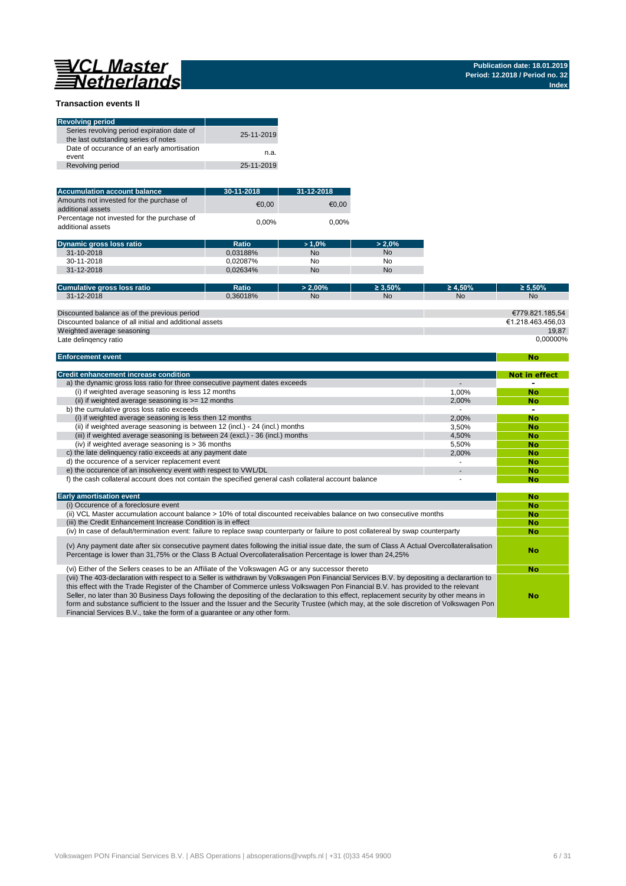VCL Master Netherlands

Publication date: 18.01.2019
Period: 12.2018 / Period no. 32
Index

## Transaction events II

| Revolving period | |
|---|---|
| Series revolving period expiration date of the last outstanding series of notes | 25-11-2019 |
| Date of occurance of an early amortisation event | n.a. |
| Revolving period | 25-11-2019 |

| Accumulation account balance | 30-11-2018 | 31-12-2018 |
|---|---|---|
| Amounts not invested for the purchase of additional assets | €0,00 | €0,00 |
| Percentage not invested for the purchase of additional assets | 0,00% | 0,00% |

| Dynamic gross loss ratio | Ratio | > 1,0% | > 2,0% |
|---|---|---|---|
| 31-10-2018 | 0,03188% | No | No |
| 30-11-2018 | 0,02087% | No | No |
| 31-12-2018 | 0,02634% | No | No |

| Cumulative gross loss ratio | Ratio | > 2,00% | ≥ 3,50% | ≥ 4,50% | ≥ 5,50% |
|---|---|---|---|---|---|
| 31-12-2018 | 0,36018% | No | No | No | No |

| | |
|---|---|
| Discounted balance as of the previous period | €779.821.185,54 |
| Discounted balance of all initial and additional assets | €1.218.463.456,03 |
| Weighted average seasoning | 19,87 |
| Late delinqency ratio | 0,00000% |

| Enforcement event | No |
|---|---|

| Credit enhancement increase condition | | Not in effect |
|---|---|---|
| a) the dynamic gross loss ratio for three consecutive payment dates exceeds | - | - |
| (i) if weighted average seasoning is less 12 months | 1,00% | No |
| (ii) if weighted average seasoning is >= 12 months | 2,00% | No |
| b) the cumulative gross loss ratio exceeds | - | - |
| (i) if weighted average seasoning is less then 12 months | 2,00% | No |
| (ii) if weighted average seasoning is between 12 (incl.) - 24 (incl.) months | 3,50% | No |
| (iii) if weighted average seasoning is between 24 (excl.) - 36 (incl.) months | 4,50% | No |
| (iv) if weighted average seasoning is > 36 months | 5,50% | No |
| c) the late delinquency ratio exceeds at any payment date | 2,00% | No |
| d) the occurence of a servicer replacement event | - | No |
| e) the occurence of an insolvency event with respect to VWL/DL | - | No |
| f) the cash collateral account does not contain the specified general cash collateral account balance | - | No |

| Early amortisation event | No |
|---|---|
| (i) Occurence of a foreclosure event | No |
| (ii) VCL Master accumulation account balance > 10% of total discounted receivables balance on two consecutive months | No |
| (iii) the Credit Enhancement Increase Condition is in effect | No |
| (iv) In case of default/termination event: failure to replace swap counterparty or failure to post collatereal by swap counterparty | No |
| (v) Any payment date after six consecutive payment dates following the initial issue date, the sum of Class A Actual Overcollateralisation Percentage is lower than 31,75% or the Class B Actual Overcollateralisation Percentage is lower than 24,25% | No |
| (vi) Either of the Sellers ceases to be an Affiliate of the Volkswagen AG or any successor thereto | No |
| (vii) The 403-declaration with respect to a Seller is withdrawn by Volkswagen Pon Financial Services B.V. by depositing a declarartion to this effect with the Trade Register of the Chamber of Commerce unless Volkswagen Pon Financial B.V. has provided to the relevant Seller, no later than 30 Business Days following the depositing of the declaration to this effect, replacement security by other means in form and substance sufficient to the Issuer and the Issuer and the Security Trustee (which may, at the sole discretion of Volkswagen Pon Financial Services B.V., take the form of a guarantee or any other form. | No |

Volkswagen PON Financial Services B.V. | ABS Operations | absoperations@vwpfs.nl | +31 (0)33 454 9900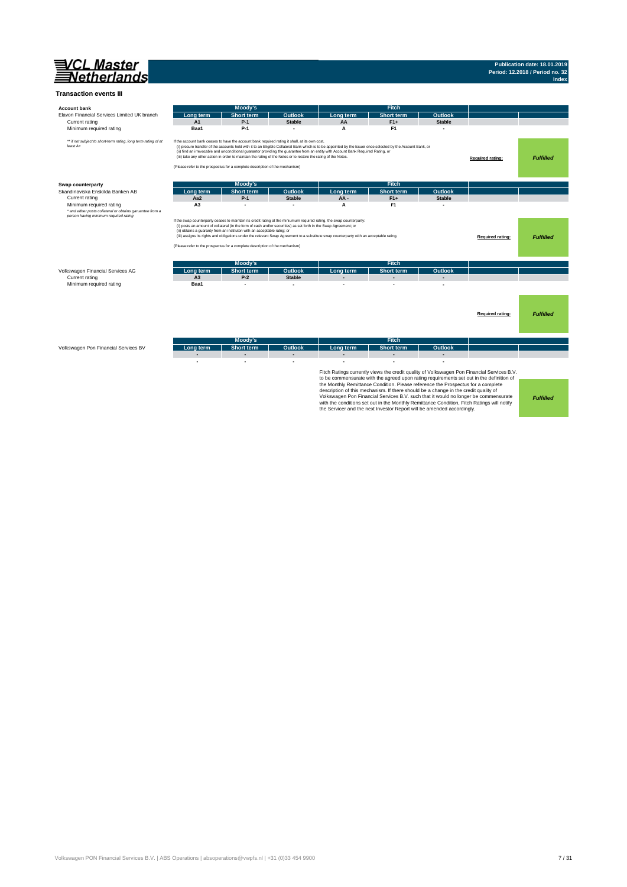# VCL Master Netherlands

Publication date: 18.01.2019
Period: 12.2018 / Period no. 32
Index

## Transaction events III

### Account bank

| Elavon Financial Services Limited UK branch | Moody's Long term | Moody's Short term | Moody's Outlook | Fitch Long term | Fitch Short term | Fitch Outlook | | |
|---|---|---|---|---|---|---|---|---|
| Current rating | A1 | P-1 | Stable | AA | F1+ | Stable | | |
| Minimum required rating | Baa1 | P-1 | - | A | F1 | - | | |

*** if not subject to short-term rating, long term rating of at least A+*

If the account bank ceases to have the account bank required rating it shall, at its own cost,
(i) procure transfer of the accounts held with it to an Eligible Collateral Bank which is to be appointed by the Issuer once selected by the Account Bank, or
(ii) find an irrevocable and unconditional guarantor providing the guarantee from an entity with Account Bank Required Rating, or
(iii) take any other action in order to maintain the rating of the Notes or to restore the rating of the Notes.

(Please refer to the prospectus for a complete description of the mechanism)

**Required rating:** ***Fulfilled***

### Swap counterparty

| Skandinaviska Enskilda Banken AB | Moody's Long term | Moody's Short term | Moody's Outlook | Fitch Long term | Fitch Short term | Fitch Outlook | | |
|---|---|---|---|---|---|---|---|---|
| Current rating | Aa2 | P-1 | Stable | AA - | F1+ | Stable | | |
| Minimum required rating | A3 | - | - | A | F1 | - | | |

** and either posts collateral or obtains garuantee from a person having minimum required rating*

If the swap counterparty ceases to maintain its credit rating at the miniumum required rating, the swap counterparty:
(i) posts an amount of collateral (in the form of cash and/or securities) as set forth in the Swap Agreement; or
(ii) obtains a guaranty from an instituton with an acceptable ratng; or
(iii) assigns its rights and obligations under the relevant Swap Agreement to a substitute swap counterparty with an acceptable rating.

(Please refer to the prospectus for a complete description of the mechanism)

**Required rating:** ***Fulfilled***

| Volkswagen Financial Services AG | Moody's Long term | Moody's Short term | Moody's Outlook | Fitch Long term | Fitch Short term | Fitch Outlook | | |
|---|---|---|---|---|---|---|---|---|
| Current rating | A3 | P-2 | Stable | - | - | - | | |
| Minimum required rating | Baa1 | - | - | - | - | - | | |

**Required rating:** ***Fulfilled***

| Volkswagen Pon Financial Services BV | Moody's Long term | Moody's Short term | Moody's Outlook | Fitch Long term | Fitch Short term | Fitch Outlook | | |
|---|---|---|---|---|---|---|---|---|
| | - | - | - | - | - | - | | |
| | - | - | - | - | - | - | | |

Fitch Ratings currently views the credit quality of Volkswagen Pon Financial Services B.V. to be commensurate with the agreed upon rating requirements set out in the definition of the Monthly Remittance Condition. Please reference the Prospectus for a complete description of this mechanism. If there should be a change in the credit quality of Volkswagen Pon Financial Services B.V. such that it would no longer be commensurate with the conditions set out in the Monthly Remittance Condition, Fitch Ratings will notify the Servicer and the next Investor Report will be amended accordingly.

***Fulfilled***

Volkswagen PON Financial Services B.V. | ABS Operations | absoperations@vwpfs.nl | +31 (0)33 454 9900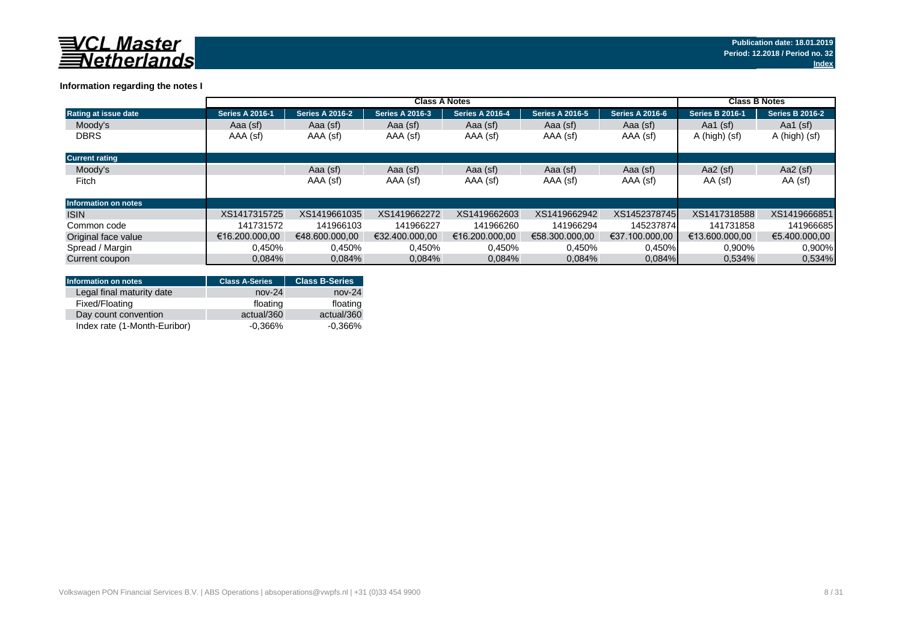## Information regarding the notes I

| | Class A Notes | | | | | | Class B Notes | |
|---|---|---|---|---|---|---|---|---|
| **Rating at issue date** | **Series A 2016-1** | **Series A 2016-2** | **Series A 2016-3** | **Series A 2016-4** | **Series A 2016-5** | **Series A 2016-6** | **Series B 2016-1** | **Series B 2016-2** |
| Moody's | Aaa (sf) | Aaa (sf) | Aaa (sf) | Aaa (sf) | Aaa (sf) | Aaa (sf) | Aa1 (sf) | Aa1 (sf) |
| DBRS | AAA (sf) | AAA (sf) | AAA (sf) | AAA (sf) | AAA (sf) | AAA (sf) | A (high) (sf) | A (high) (sf) |
| **Current rating** | | | | | | | | |
| Moody's | | Aaa (sf) | Aaa (sf) | Aaa (sf) | Aaa (sf) | Aaa (sf) | Aa2 (sf) | Aa2 (sf) |
| Fitch | | AAA (sf) | AAA (sf) | AAA (sf) | AAA (sf) | AAA (sf) | AA (sf) | AA (sf) |
| **Information on notes** | | | | | | | | |
| ISIN | XS1417315725 | XS1419661035 | XS1419662272 | XS1419662603 | XS1419662942 | XS1452378745 | XS1417318588 | XS1419666851 |
| Common code | 141731572 | 141966103 | 141966227 | 141966260 | 141966294 | 145237874 | 141731858 | 141966685 |
| Original face value | €16.200.000,00 | €48.600.000,00 | €32.400.000,00 | €16.200.000,00 | €58.300.000,00 | €37.100.000,00 | €13.600.000,00 | €5.400.000,00 |
| Spread / Margin | 0,450% | 0,450% | 0,450% | 0,450% | 0,450% | 0,450% | 0,900% | 0,900% |
| Current coupon | 0,084% | 0,084% | 0,084% | 0,084% | 0,084% | 0,084% | 0,534% | 0,534% |

| Information on notes | Class A-Series | Class B-Series |
|---|---|---|
| Legal final maturity date | nov-24 | nov-24 |
| Fixed/Floating | floating | floating |
| Day count convention | actual/360 | actual/360 |
| Index rate (1-Month-Euribor) | -0,366% | -0,366% |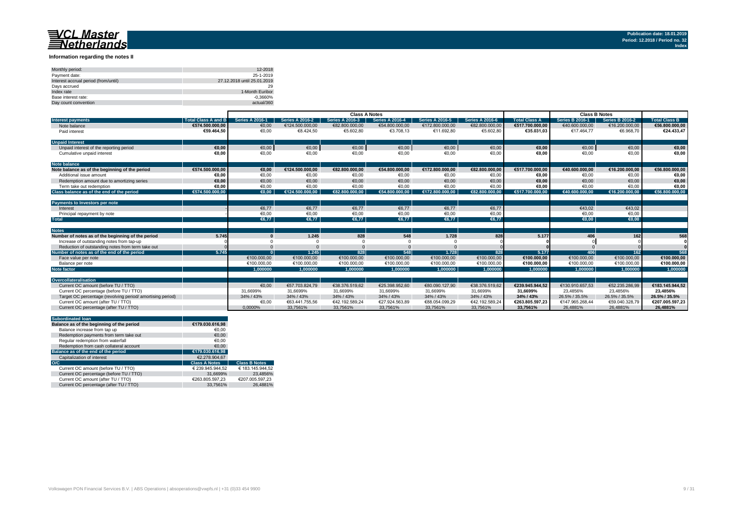**VCL Master Netherlands**

Publication date: 18.01.2019
Period: 12.2018 / Period no. 32
Index

## Information regarding the notes II

| | |
|---|---|
| Monthly period: | 12-2018 |
| Payment date: | 25-1-2019 |
| Interest accrual period (from/until) | 27.12.2018 until 25.01.2019 |
| Days accrued | 29 |
| Index rate | 1-Month Euribor |
| Base interest rate: | -0,3660% |
| Day count convention | actual/360 |

| | | Class A Notes | | | | | | | Class B Notes | | |
|---|---|---|---|---|---|---|---|---|---|---|---|
| **Interest payments** | **Total Class A and B** | **Series A 2016-1** | **Series A 2016-2** | **Series A 2016-3** | **Series A 2016-4** | **Series A 2016-5** | **Series A 2016-6** | **Total Class A** | **Series B 2016-1** | **Series B 2016-2** | **Total Class B** |
| Note balance | €574.500.000,00 | €0,00 | €124.500.000,00 | €82.800.000,00 | €54.800.000,00 | €172.800.000,00 | €82.800.000,00 | €517.700.000,00 | €40.600.000,00 | €16.200.000,00 | €56.800.000,00 |
| Paid interest | €59.464,50 | €0,00 | €8.424,50 | €5.602,80 | €3.708,13 | €11.692,80 | €5.602,80 | €35.031,03 | €17.464,77 | €6.968,70 | €24.433,47 |
| **Unpaid Interest** | | | | | | | | | | | |
| Unpaid interest of the reporting period | €0,00 | €0,00 | €0,00 | €0,00 | €0,00 | €0,00 | €0,00 | €0,00 | €0,00 | €0,00 | €0,00 |
| Cumulative unpaid interest | €0,00 | €0,00 | €0,00 | €0,00 | €0,00 | €0,00 | €0,00 | €0,00 | €0,00 | €0,00 | €0,00 |
| **Note balance** | | | | | | | | | | | |
| **Note balance as of the beginning of the period** | €574.500.000,00 | €0,00 | €124.500.000,00 | €82.800.000,00 | €54.800.000,00 | €172.800.000,00 | €82.800.000,00 | €517.700.000,00 | €40.600.000,00 | €16.200.000,00 | €56.800.000,00 |
| Additional issue amount | €0,00 | €0,00 | €0,00 | €0,00 | €0,00 | €0,00 | €0,00 | €0,00 | €0,00 | €0,00 | €0,00 |
| Redemption amount due to amortizing series | €0,00 | €0,00 | €0,00 | €0,00 | €0,00 | €0,00 | €0,00 | €0,00 | €0,00 | €0,00 | €0,00 |
| Term take out redemption | €0,00 | €0,00 | €0,00 | €0,00 | €0,00 | €0,00 | €0,00 | €0,00 | €0,00 | €0,00 | €0,00 |
| **Class balance as of the end of the period** | €574.500.000,00 | €0,00 | €124.500.000,00 | €82.800.000,00 | €54.800.000,00 | €172.800.000,00 | €82.800.000,00 | €517.700.000,00 | €40.600.000,00 | €16.200.000,00 | €56.800.000,00 |
| **Payments to Investors per note** | | | | | | | | | | | |
| Interest | - | €6,77 | €6,77 | €6,77 | €6,77 | €6,77 | €6,77 | | €43,02 | €43,02 | |
| Principal repayment by note | - | €0,00 | €0,00 | €0,00 | €0,00 | €0,00 | €0,00 | | €0,00 | €0,00 | |
| **Total** | | €6,77 | €6,77 | €6,77 | €6,77 | €6,77 | €6,77 | | €0,00 | €0,00 | |
| **Notes** | | | | | | | | | | | |
| **Number of notes as of the beginning of the period** | 5.745 | 0 | 1.245 | 828 | 548 | 1.728 | 828 | 5.177 | 406 | 162 | 568 |
| Increase of outstanding notes from tap-up | 0 | 0 | 0 | 0 | 0 | 0 | 0 | 0 | 0 | 0 | 0 |
| Reduction of outstanding notes from term take out | 0 | 0 | 0 | 0 | 0 | 0 | 0 | 0 | 0 | 0 | 0 |
| **Number of notes as of the end of the period** | 5.745 | 0 | 1.245 | 828 | 548 | 1.728 | 828 | 5.177 | 406 | 162 | 568 |
| Face value per note | | €100.000,00 | €100.000,00 | €100.000,00 | €100.000,00 | €100.000,00 | €100.000,00 | €100.000,00 | €100.000,00 | €100.000,00 | €100.000,00 |
| Balance per note | | €100.000,00 | €100.000,00 | €100.000,00 | €100.000,00 | €100.000,00 | €100.000,00 | €100.000,00 | €100.000,00 | €100.000,00 | €100.000,00 |
| **Note factor** | | 1,000000 | 1,000000 | 1,000000 | 1,000000 | 1,000000 | 1,000000 | 1,000000 | 1,000000 | 1,000000 | 1,000000 |
| **Overcollateralisation** | | | | | | | | | | | |
| Current OC amount (before TU / TTO) | | €0,00 | €57.703.824,79 | €38.376.519,62 | €25.398.952,60 | €80.090.127,90 | €38.376.519,62 | €239.945.944,52 | €130.910.657,53 | €52.235.286,99 | €183.145.944,52 |
| Current OC percentage (before TU / TTO) | | 31,6699% | 31,6699% | 31,6699% | 31,6699% | 31,6699% | 31,6699% | 31,6699% | 23,4856% | 23,4856% | 23,4856% |
| Target OC percentage (revolving period/ amortising period) | | 34% / 43% | 34% / 43% | 34% / 43% | 34% / 43% | 34% / 43% | 34% / 43% | 34% / 43% | 26.5% / 35.5% | 26.5% / 35.5% | 26.5% / 35.5% |
| Current OC amount (after TU / TTO) | | €0,00 | €63.441.755,56 | €42.192.589,24 | €27.924.563,89 | €88.054.099,29 | €42.192.589,24 | €263.805.597,23 | €147.965.268,44 | €59.040.328,79 | €207.005.597,23 |
| Current OC percentage (after TU / TTO) | | 0,0000% | 33,7561% | 33,7561% | 33,7561% | 33,7561% | 33,7561% | 33,7561% | 26,4881% | 26,4881% | 26,4881% |

| **Subordinated loan** | | |
|---|---|---|
| **Balance as of the beginning of the period** | €179.030.616,98 | |
| Balance increase from tap up | €0,00 | |
| Redemption payments from term take out | €0,00 | |
| Regular redemption from waterfall | €0,00 | |
| Redemption from cash collateral account | €0,00 | |
| **Balance as of the end of the period** | €179.030.616,98 | |
| Capitalization of interest | €2.278.904,67 | |
| **O/C** | **Class A Notes** | **Class B Notes** |
| Current OC amount (before TU / TTO) | € 239.945.944,52 | € 183.145.944,52 |
| Current OC percentage (before TU / TTO) | 31,6699% | 23,4856% |
| Current OC amount (after TU / TTO) | €263.805.597,23 | €207.005.597,23 |
| Current OC percentage (after TU / TTO) | 33,7561% | 26,4881% |

Volkswagen PON Financial Services B.V. | ABS Operations | absoperations@vwpfs.nl | +31 (0)33 454 9900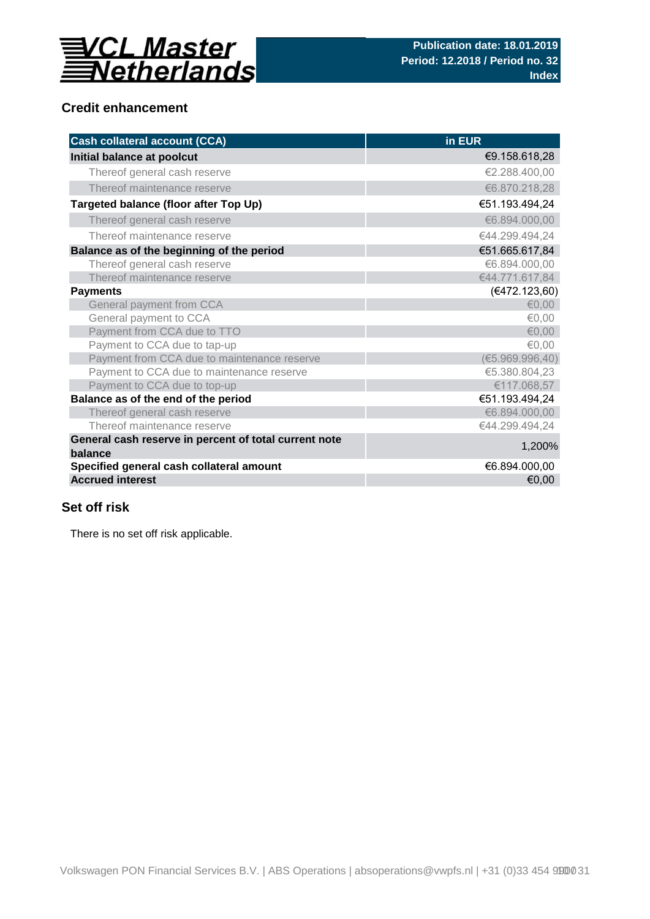## Credit enhancement

| Cash collateral account (CCA) | in EUR |
|---|---|
| **Initial balance at poolcut** | €9.158.618,28 |
| Thereof general cash reserve | €2.288.400,00 |
| Thereof maintenance reserve | €6.870.218,28 |
| **Targeted balance (floor after Top Up)** | €51.193.494,24 |
| Thereof general cash reserve | €6.894.000,00 |
| Thereof maintenance reserve | €44.299.494,24 |
| **Balance as of the beginning of the period** | €51.665.617,84 |
| Thereof general cash reserve | €6.894.000,00 |
| Thereof maintenance reserve | €44.771.617,84 |
| **Payments** | (€472.123,60) |
| General payment from CCA | €0,00 |
| General payment to CCA | €0,00 |
| Payment from CCA due to TTO | €0,00 |
| Payment to CCA due to tap-up | €0,00 |
| Payment from CCA due to maintenance reserve | (€5.969.996,40) |
| Payment to CCA due to maintenance reserve | €5.380.804,23 |
| Payment to CCA due to top-up | €117.068,57 |
| **Balance as of the end of the period** | €51.193.494,24 |
| Thereof general cash reserve | €6.894.000,00 |
| Thereof maintenance reserve | €44.299.494,24 |
| **General cash reserve in percent of total current note balance** | 1,200% |
| **Specified general cash collateral amount** | €6.894.000,00 |
| **Accrued interest** | €0,00 |

## Set off risk

There is no set off risk applicable.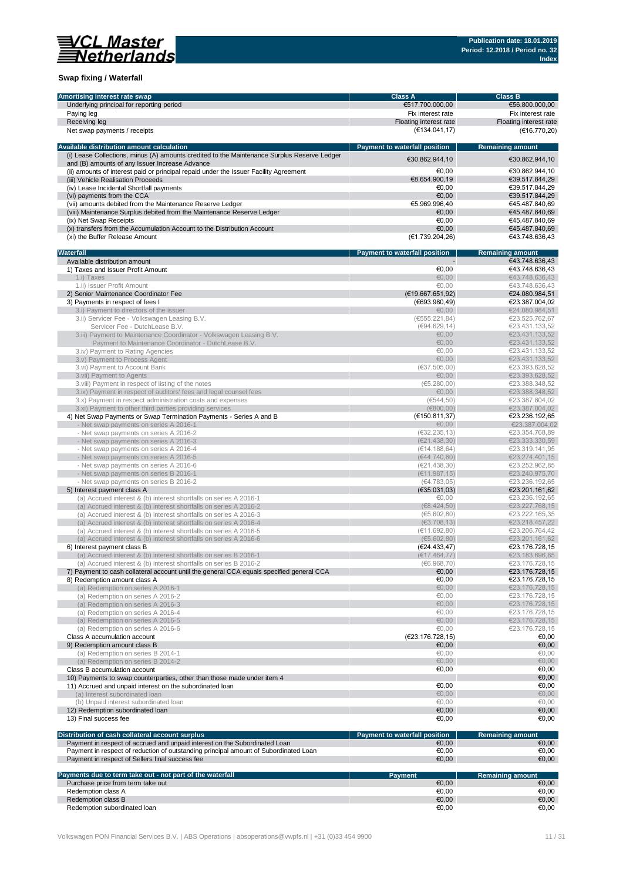## Swap fixing / Waterfall

| Amortising interest rate swap | Class A | Class B |
|---|---|---|
| Underlying principal for reporting period | €517.700.000,00 | €56.800.000,00 |
| Paying leg | Fix interest rate | Fix interest rate |
| Receiving leg | Floating interest rate | Floating interest rate |
| Net swap payments / receipts | (€134.041,17) | (€16.770,20) |

| Available distribution amount calculation | Payment to waterfall position | Remaining amount |
|---|---|---|
| (i) Lease Collections, minus (A) amounts credited to the Maintenance Surplus Reserve Ledger and (B) amounts of any Issuer Increase Advance | €30.862.944,10 | €30.862.944,10 |
| (ii) amounts of interest paid or principal repaid under the Issuer Facility Agreement | €0,00 | €30.862.944,10 |
| (iii) Vehicle Realisation Proceeds | €8.654.900,19 | €39.517.844,29 |
| (iv) Lease Incidental Shortfall payments | €0,00 | €39.517.844,29 |
| (vi) payments from the CCA | €0,00 | €39.517.844,29 |
| (vii) amounts debited from the Maintenance Reserve Ledger | €5.969.996,40 | €45.487.840,69 |
| (viii) Maintenance Surplus debited from the Maintenance Reserve Ledger | €0,00 | €45.487.840,69 |
| (ix) Net Swap Receipts | €0,00 | €45.487.840,69 |
| (x) transfers from the Accumulation Account to the Distribution Account | €0,00 | €45.487.840,69 |
| (xi) the Buffer Release Amount | (€1.739.204,26) | €43.748.636,43 |

| Waterfall | Payment to waterfall position | Remaining amount |
|---|---|---|
| Available distribution amount | - | €43.748.636,43 |
| 1) Taxes and Issuer Profit Amount | €0,00 | €43.748.636,43 |
| 1.i) Taxes | €0,00 | €43.748.636,43 |
| 1.ii) Issuer Profit Amount | €0,00 | €43.748.636,43 |
| 2) Senior Maintenance Coordinator Fee | (€19.667.651,92) | €24.080.984,51 |
| 3) Payments in respect of fees I | (€693.980,49) | €23.387.004,02 |
| 3.i) Payment to directors of the issuer | €0,00 | €24.080.984,51 |
| 3.ii) Servicer Fee - Volkswagen Leasing B.V. | (€555.221,84) | €23.525.762,67 |
| Servicer Fee - DutchLease B.V. | (€94.629,14) | €23.431.133,52 |
| 3.iii) Payment to Maintenance Coordinator - Volkswagen Leasing B.V. | €0,00 | €23.431.133,52 |
| Payment to Maintenance Coordinator - DutchLease B.V. | €0,00 | €23.431.133,52 |
| 3.iv) Payment to Rating Agencies | €0,00 | €23.431.133,52 |
| 3.v) Payment to Process Agent | €0,00 | €23.431.133,52 |
| 3.vi) Payment to Account Bank | (€37.505,00) | €23.393.628,52 |
| 3.vii) Payment to Agents | €0,00 | €23.393.628,52 |
| 3.viii) Payment in respect of listing of the notes | (€5.280,00) | €23.388.348,52 |
| 3.ix) Payment in respect of auditors' fees and legal counsel fees | €0,00 | €23.388.348,52 |
| 3.x) Payment in respect administration costs and expenses | (€544,50) | €23.387.804,02 |
| 3.xi) Payment to other third parties providing services | (€800,00) | €23.387.004,02 |
| 4) Net Swap Payments or Swap Termination Payments - Series A and B | (€150.811,37) | €23.236.192,65 |
| - Net swap payments on series A 2016-1 | €0,00 | €23.387.004,02 |
| - Net swap payments on series A 2016-2 | (€32.235,13) | €23.354.768,89 |
| - Net swap payments on series A 2016-3 | (€21.438,30) | €23.333.330,59 |
| - Net swap payments on series A 2016-4 | (€14.188,64) | €23.319.141,95 |
| - Net swap payments on series A 2016-5 | (€44.740,80) | €23.274.401,15 |
| - Net swap payments on series A 2016-6 | (€21.438,30) | €23.252.962,85 |
| - Net swap payments on series B 2016-1 | (€11.987,15) | €23.240.975,70 |
| - Net swap payments on series B 2016-2 | (€4.783,05) | €23.236.192,65 |
| 5) Interest payment class A | (€35.031,03) | €23.201.161,62 |
| (a) Accrued interest & (b) interest shortfalls on series A 2016-1 | €0,00 | €23.236.192,65 |
| (a) Accrued interest & (b) interest shortfalls on series A 2016-2 | (€8.424,50) | €23.227.768,15 |
| (a) Accrued interest & (b) interest shortfalls on series A 2016-3 | (€5.602,80) | €23.222.165,35 |
| (a) Accrued interest & (b) interest shortfalls on series A 2016-4 | (€3.708,13) | €23.218.457,22 |
| (a) Accrued interest & (b) interest shortfalls on series A 2016-5 | (€11.692,80) | €23.206.764,42 |
| (a) Accrued interest & (b) interest shortfalls on series A 2016-6 | (€5.602,80) | €23.201.161,62 |
| 6) Interest payment class B | (€24.433,47) | €23.176.728,15 |
| (a) Accrued interest & (b) interest shortfalls on series B 2016-1 | (€17.464,77) | €23.183.696,85 |
| (a) Accrued interest & (b) interest shortfalls on series B 2016-2 | (€6.968,70) | €23.176.728,15 |
| 7) Payment to cash collateral account until the general CCA equals specified general CCA | €0,00 | €23.176.728,15 |
| 8) Redemption amount class A | €0,00 | €23.176.728,15 |
| (a) Redemption on series A 2016-1 | €0,00 | €23.176.728,15 |
| (a) Redemption on series A 2016-2 | €0,00 | €23.176.728,15 |
| (a) Redemption on series A 2016-3 | €0,00 | €23.176.728,15 |
| (a) Redemption on series A 2016-4 | €0,00 | €23.176.728,15 |
| (a) Redemption on series A 2016-5 | €0,00 | €23.176.728,15 |
| (a) Redemption on series A 2016-6 | €0,00 | €23.176.728,15 |
| Class A accumulation account | (€23.176.728,15) | €0,00 |
| 9) Redemption amount class B | €0,00 | €0,00 |
| (a) Redemption on series B 2014-1 | €0,00 | €0,00 |
| (a) Redemption on series B 2014-2 | €0,00 | €0,00 |
| Class B accumulation account | €0,00 | €0,00 |
| 10) Payments to swap counterparties, other than those made under item 4 | | €0,00 |
| 11) Accrued and unpaid interest on the subordinated loan | €0,00 | €0,00 |
| (a) Interest subordinated loan | €0,00 | €0,00 |
| (b) Unpaid interest subordinated loan | €0,00 | €0,00 |
| 12) Redemption subordinated loan | €0,00 | €0,00 |
| 13) Final success fee | €0,00 | €0,00 |

| Distribution of cash collateral account surplus | Payment to waterfall position | Remaining amount |
|---|---|---|
| Payment in respect of accrued and unpaid interest on the Subordinated Loan | €0,00 | €0,00 |
| Payment in respect of reduction of outstanding principal amount of Subordinated Loan | €0,00 | €0,00 |
| Payment in respect of Sellers final success fee | €0,00 | €0,00 |

| Payments due to term take out - not part of the waterfall | Payment | Remaining amount |
|---|---|---|
| Purchase price from term take out | €0,00 | €0,00 |
| Redemption class A | €0,00 | €0,00 |
| Redemption class B | €0,00 | €0,00 |
| Redemption subordinated loan | €0,00 | €0,00 |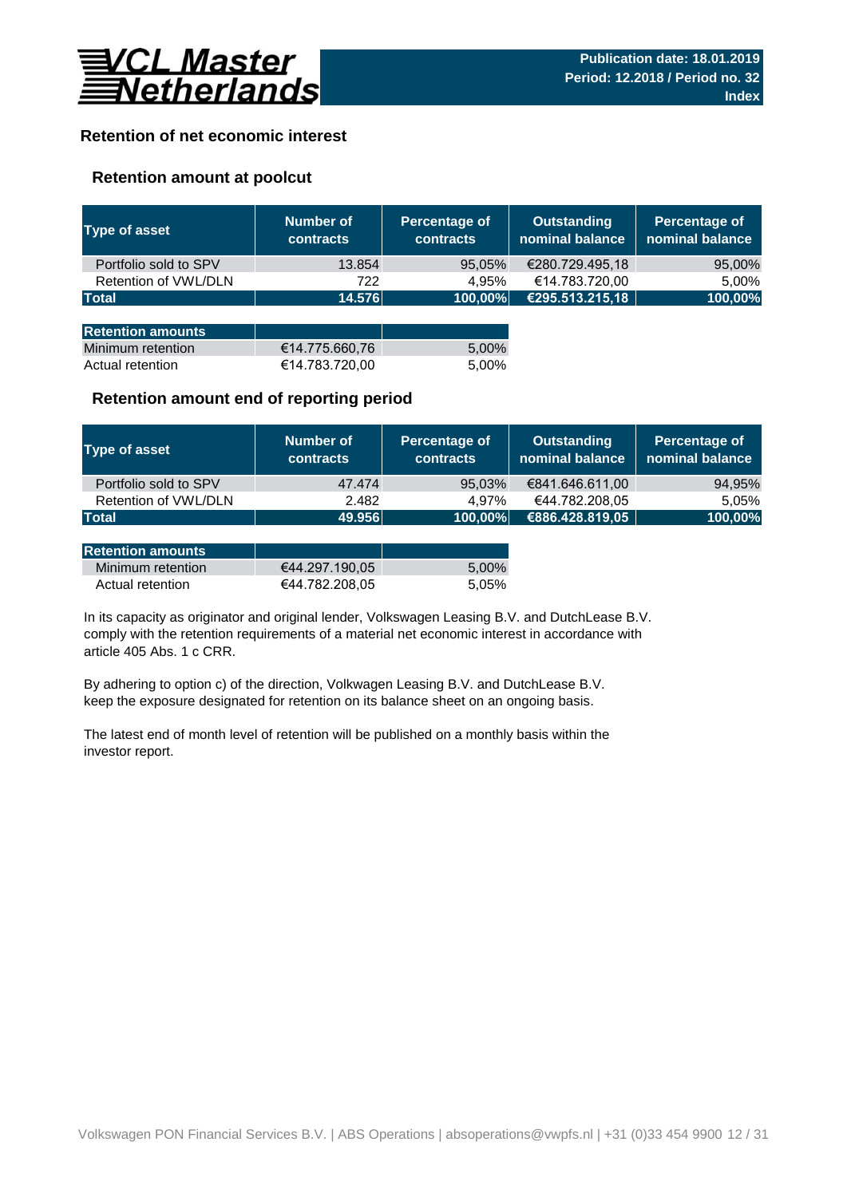# VCL Master Netherlands

**Publication date: 18.01.2019**
**Period: 12.2018 / Period no. 32**
**Index**

## Retention of net economic interest

### Retention amount at poolcut

| Type of asset | Number of contracts | Percentage of contracts | Outstanding nominal balance | Percentage of nominal balance |
|---|---|---|---|---|
| Portfolio sold to SPV | 13.854 | 95,05% | €280.729.495,18 | 95,00% |
| Retention of VWL/DLN | 722 | 4,95% | €14.783.720,00 | 5,00% |
| **Total** | **14.576** | **100,00%** | **€295.513.215,18** | **100,00%** |

| Retention amounts | | |
|---|---|---|
| Minimum retention | €14.775.660,76 | 5,00% |
| Actual retention | €14.783.720,00 | 5,00% |

### Retention amount end of reporting period

| Type of asset | Number of contracts | Percentage of contracts | Outstanding nominal balance | Percentage of nominal balance |
|---|---|---|---|---|
| Portfolio sold to SPV | 47.474 | 95,03% | €841.646.611,00 | 94,95% |
| Retention of VWL/DLN | 2.482 | 4,97% | €44.782.208,05 | 5,05% |
| **Total** | **49.956** | **100,00%** | **€886.428.819,05** | **100,00%** |

| Retention amounts | | |
|---|---|---|
| Minimum retention | €44.297.190,05 | 5,00% |
| Actual retention | €44.782.208,05 | 5,05% |

In its capacity as originator and original lender, Volkswagen Leasing B.V. and DutchLease B.V. comply with the retention requirements of a material net economic interest in accordance with article 405 Abs. 1 c CRR.

By adhering to option c) of the direction, Volkswagen Leasing B.V. and DutchLease B.V. keep the exposure designated for retention on its balance sheet on an ongoing basis.

The latest end of month level of retention will be published on a monthly basis within the investor report.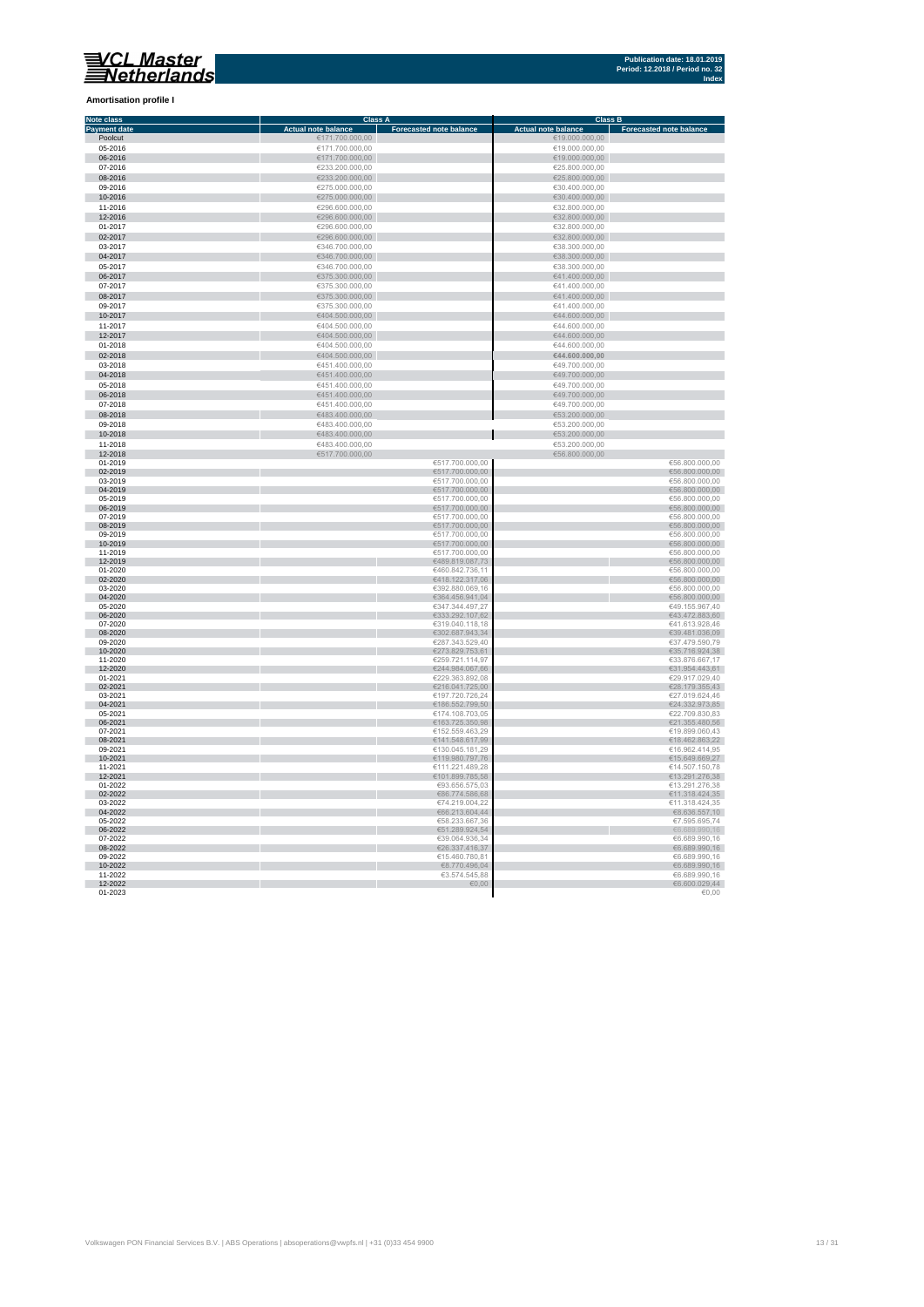**Amortisation profile I**

| Note class | Class A | | Class B | |
|---|---|---|---|---|
| Payment date | Actual note balance | Forecasted note balance | Actual note balance | Forecasted note balance |
| Poolcut | €171.700.000,00 | | €19.000.000,00 | |
| 05-2016 | €171.700.000,00 | | €19.000.000,00 | |
| 06-2016 | €171.700.000,00 | | €19.000.000,00 | |
| 07-2016 | €233.200.000,00 | | €25.800.000,00 | |
| 08-2016 | €233.200.000,00 | | €25.800.000,00 | |
| 09-2016 | €275.000.000,00 | | €30.400.000,00 | |
| 10-2016 | €275.000.000,00 | | €30.400.000,00 | |
| 11-2016 | €296.600.000,00 | | €32.800.000,00 | |
| 12-2016 | €296.600.000,00 | | €32.800.000,00 | |
| 01-2017 | €296.600.000,00 | | €32.800.000,00 | |
| 02-2017 | €296.600.000,00 | | €32.800.000,00 | |
| 03-2017 | €346.700.000,00 | | €38.300.000,00 | |
| 04-2017 | €346.700.000,00 | | €38.300.000,00 | |
| 05-2017 | €346.700.000,00 | | €38.300.000,00 | |
| 06-2017 | €375.300.000,00 | | €41.400.000,00 | |
| 07-2017 | €375.300.000,00 | | €41.400.000,00 | |
| 08-2017 | €375.300.000,00 | | €41.400.000,00 | |
| 09-2017 | €375.300.000,00 | | €41.400.000,00 | |
| 10-2017 | €404.500.000,00 | | €44.600.000,00 | |
| 11-2017 | €404.500.000,00 | | €44.600.000,00 | |
| 12-2017 | €404.500.000,00 | | €44.600.000,00 | |
| 01-2018 | €404.500.000,00 | | €44.600.000,00 | |
| 02-2018 | €404.500.000,00 | | €44.600.000,00 | |
| 03-2018 | €451.400.000,00 | | €49.700.000,00 | |
| 04-2018 | €451.400.000,00 | | €49.700.000,00 | |
| 05-2018 | €451.400.000,00 | | €49.700.000,00 | |
| 06-2018 | €451.400.000,00 | | €49.700.000,00 | |
| 07-2018 | €451.400.000,00 | | €49.700.000,00 | |
| 08-2018 | €483.400.000,00 | | €53.200.000,00 | |
| 09-2018 | €483.400.000,00 | | €53.200.000,00 | |
| 10-2018 | €483.400.000,00 | | €53.200.000,00 | |
| 11-2018 | €483.400.000,00 | | €53.200.000,00 | |
| 12-2018 | €517.700.000,00 | | €56.800.000,00 | |
| 01-2019 | | €517.700.000,00 | | €56.800.000,00 |
| 02-2019 | | €517.700.000,00 | | €56.800.000,00 |
| 03-2019 | | €517.700.000,00 | | €56.800.000,00 |
| 04-2019 | | €517.700.000,00 | | €56.800.000,00 |
| 05-2019 | | €517.700.000,00 | | €56.800.000,00 |
| 06-2019 | | €517.700.000,00 | | €56.800.000,00 |
| 07-2019 | | €517.700.000,00 | | €56.800.000,00 |
| 08-2019 | | €517.700.000,00 | | €56.800.000,00 |
| 09-2019 | | €517.700.000,00 | | €56.800.000,00 |
| 10-2019 | | €517.700.000,00 | | €56.800.000,00 |
| 11-2019 | | €517.700.000,00 | | €56.800.000,00 |
| 12-2019 | | €489.819.087,73 | | €56.800.000,00 |
| 01-2020 | | €460.842.736,11 | | €56.800.000,00 |
| 02-2020 | | €418.122.317,06 | | €56.800.000,00 |
| 03-2020 | | €392.880.069,16 | | €56.800.000,00 |
| 04-2020 | | €364.456.941,04 | | €56.800.000,00 |
| 05-2020 | | €347.344.497,27 | | €49.155.967,40 |
| 06-2020 | | €333.292.107,62 | | €43.472.883,60 |
| 07-2020 | | €319.040.118,18 | | €41.613.928,46 |
| 08-2020 | | €302.687.943,34 | | €39.481.036,09 |
| 09-2020 | | €287.343.529,40 | | €37.479.590,79 |
| 10-2020 | | €273.829.753,61 | | €35.716.924,38 |
| 11-2020 | | €259.721.114,97 | | €33.876.667,17 |
| 12-2020 | | €244.984.067,66 | | €31.954.443,61 |
| 01-2021 | | €229.363.892,08 | | €29.917.029,40 |
| 02-2021 | | €216.041.725,00 | | €28.179.355,43 |
| 03-2021 | | €197.720.726,24 | | €27.019.624,46 |
| 04-2021 | | €186.552.799,50 | | €24.332.973,85 |
| 05-2021 | | €174.108.703,05 | | €22.709.830,83 |
| 06-2021 | | €163.725.350,98 | | €21.355.480,56 |
| 07-2021 | | €152.559.463,29 | | €19.899.060,43 |
| 08-2021 | | €141.548.617,99 | | €18.462.863,22 |
| 09-2021 | | €130.045.181,29 | | €16.962.414,95 |
| 10-2021 | | €119.980.797,76 | | €15.649.669,27 |
| 11-2021 | | €111.221.489,28 | | €14.507.150,78 |
| 12-2021 | | €101.899.785,58 | | €13.291.276,38 |
| 01-2022 | | €93.656.575,03 | | €13.291.276,38 |
| 02-2022 | | €86.774.586,68 | | €11.318.424,35 |
| 03-2022 | | €74.219.004,22 | | €11.318.424,35 |
| 04-2022 | | €66.213.604,44 | | €8.636.557,10 |
| 05-2022 | | €58.233.667,36 | | €7.595.695,74 |
| 06-2022 | | €51.289.924,54 | | €6.689.990,16 |
| 07-2022 | | €39.064.936,34 | | €6.689.990,16 |
| 08-2022 | | €26.337.416,37 | | €6.689.990,16 |
| 09-2022 | | €15.460.780,81 | | €6.689.990,16 |
| 10-2022 | | €8.770.496,04 | | €6.689.990,16 |
| 11-2022 | | €3.574.545,88 | | €6.689.990,16 |
| 12-2022 | | €0,00 | | €6.600.029,44 |
| 01-2023 | | | | €0,00 |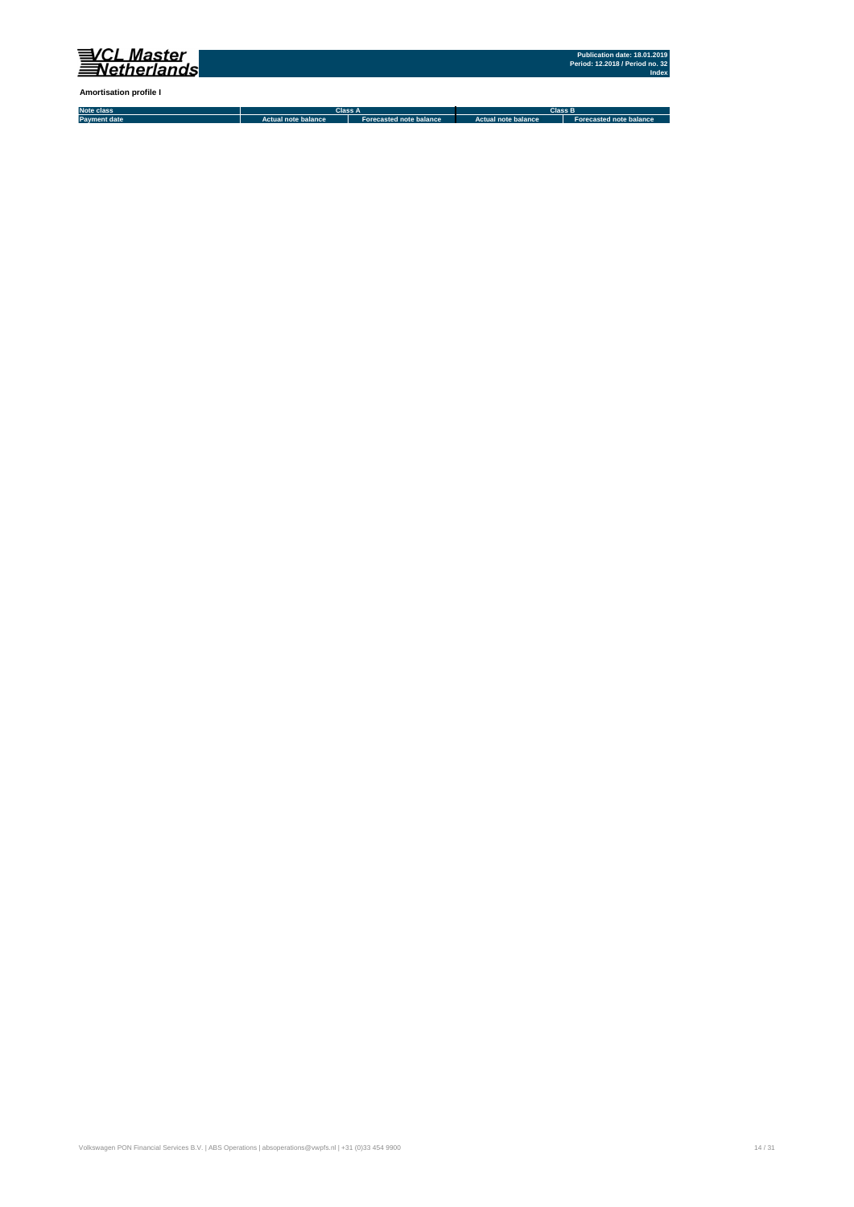**Amortisation profile I**

| Note class | Class A | | Class B | |
|---|---|---|---|---|
| Payment date | Actual note balance | Forecasted note balance | Actual note balance | Forecasted note balance |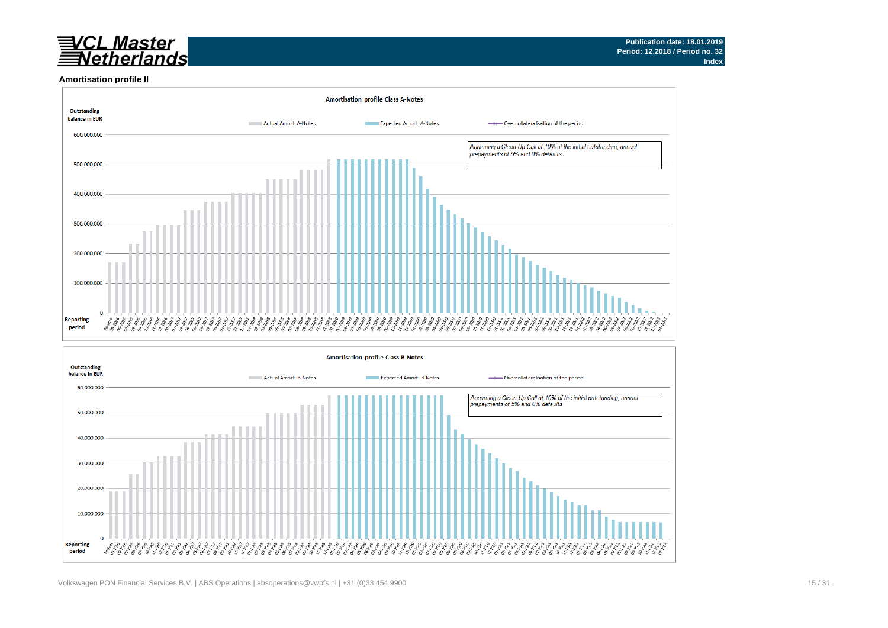**Publication date: 18.01.2019**
**Period: 12.2018 / Period no. 32**
**Index**

## Amortisation profile II

### Amortisation profile Class A-Notes

Outstanding balance in EUR

Actual Amort. A-Notes | Expected Amort. A-Notes | Overcollateralisation of the period

*Assuming a Clean-Up Call at 10% of the initial outstanding, annual prepayments of 5% and 0% defaults*

Reporting period

### Amortisation profile Class B-Notes

Outstanding balance in EUR

Actual Amort. B-Notes | Expected Amort. B-Notes | Overcollateralisation of the period

*Assuming a Clean-Up Call at 10% of the initial outstanding, annual prepayments of 5% and 0% defaults*

Reporting period

Volkswagen PON Financial Services B.V. | ABS Operations | absoperations@vwpfs.nl | +31 (0)33 454 9900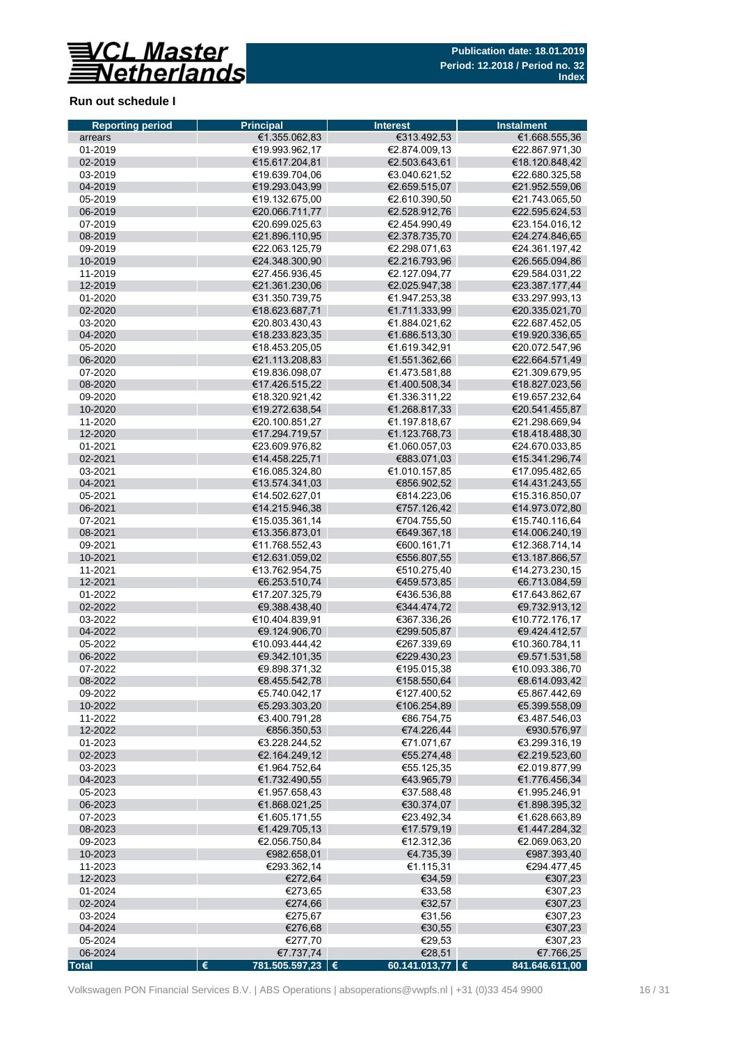**Publication date: 18.01.2019**
**Period: 12.2018 / Period no. 32**
**Index**

## Run out schedule I

| Reporting period | Principal | Interest | Instalment |
|---|---|---|---|
| arrears | €1.355.062,83 | €313.492,53 | €1.668.555,36 |
| 01-2019 | €19.993.962,17 | €2.874.009,13 | €22.867.971,30 |
| 02-2019 | €15.617.204,81 | €2.503.643,61 | €18.120.848,42 |
| 03-2019 | €19.639.704,06 | €3.040.621,52 | €22.680.325,58 |
| 04-2019 | €19.293.043,99 | €2.659.515,07 | €21.952.559,06 |
| 05-2019 | €19.132.675,00 | €2.610.390,50 | €21.743.065,50 |
| 06-2019 | €20.066.711,77 | €2.528.912,76 | €22.595.624,53 |
| 07-2019 | €20.699.025,63 | €2.454.990,49 | €23.154.016,12 |
| 08-2019 | €21.896.110,95 | €2.378.735,70 | €24.274.846,65 |
| 09-2019 | €22.063.125,79 | €2.298.071,63 | €24.361.197,42 |
| 10-2019 | €24.348.300,90 | €2.216.793,96 | €26.565.094,86 |
| 11-2019 | €27.456.936,45 | €2.127.094,77 | €29.584.031,22 |
| 12-2019 | €21.361.230,06 | €2.025.947,38 | €23.387.177,44 |
| 01-2020 | €31.350.739,75 | €1.947.253,38 | €33.297.993,13 |
| 02-2020 | €18.623.687,71 | €1.711.333,99 | €20.335.021,70 |
| 03-2020 | €20.803.430,43 | €1.884.021,62 | €22.687.452,05 |
| 04-2020 | €18.233.823,35 | €1.686.513,30 | €19.920.336,65 |
| 05-2020 | €18.453.205,05 | €1.619.342,91 | €20.072.547,96 |
| 06-2020 | €21.113.208,83 | €1.551.362,66 | €22.664.571,49 |
| 07-2020 | €19.836.098,07 | €1.473.581,88 | €21.309.679,95 |
| 08-2020 | €17.426.515,22 | €1.400.508,34 | €18.827.023,56 |
| 09-2020 | €18.320.921,42 | €1.336.311,22 | €19.657.232,64 |
| 10-2020 | €19.272.638,54 | €1.268.817,33 | €20.541.455,87 |
| 11-2020 | €20.100.851,27 | €1.197.818,67 | €21.298.669,94 |
| 12-2020 | €17.294.719,57 | €1.123.768,73 | €18.418.488,30 |
| 01-2021 | €23.609.976,82 | €1.060.057,03 | €24.670.033,85 |
| 02-2021 | €14.458.225,71 | €883.071,03 | €15.341.296,74 |
| 03-2021 | €16.085.324,80 | €1.010.157,85 | €17.095.482,65 |
| 04-2021 | €13.574.341,03 | €856.902,52 | €14.431.243,55 |
| 05-2021 | €14.502.627,01 | €814.223,06 | €15.316.850,07 |
| 06-2021 | €14.215.946,38 | €757.126,42 | €14.973.072,80 |
| 07-2021 | €15.035.361,14 | €704.755,50 | €15.740.116,64 |
| 08-2021 | €13.356.873,01 | €649.367,18 | €14.006.240,19 |
| 09-2021 | €11.768.552,43 | €600.161,71 | €12.368.714,14 |
| 10-2021 | €12.631.059,02 | €556.807,55 | €13.187.866,57 |
| 11-2021 | €13.762.954,75 | €510.275,40 | €14.273.230,15 |
| 12-2021 | €6.253.510,74 | €459.573,85 | €6.713.084,59 |
| 01-2022 | €17.207.325,79 | €436.536,88 | €17.643.862,67 |
| 02-2022 | €9.388.438,40 | €344.474,72 | €9.732.913,12 |
| 03-2022 | €10.404.839,91 | €367.336,26 | €10.772.176,17 |
| 04-2022 | €9.124.906,70 | €299.505,87 | €9.424.412,57 |
| 05-2022 | €10.093.444,42 | €267.339,69 | €10.360.784,11 |
| 06-2022 | €9.342.101,35 | €229.430,23 | €9.571.531,58 |
| 07-2022 | €9.898.371,32 | €195.015,38 | €10.093.386,70 |
| 08-2022 | €8.455.542,78 | €158.550,64 | €8.614.093,42 |
| 09-2022 | €5.740.042,17 | €127.400,52 | €5.867.442,69 |
| 10-2022 | €5.293.303,20 | €106.254,89 | €5.399.558,09 |
| 11-2022 | €3.400.791,28 | €86.754,75 | €3.487.546,03 |
| 12-2022 | €856.350,53 | €74.226,44 | €930.576,97 |
| 01-2023 | €3.228.244,52 | €71.071,67 | €3.299.316,19 |
| 02-2023 | €2.164.249,12 | €55.274,48 | €2.219.523,60 |
| 03-2023 | €1.964.752,64 | €55.125,35 | €2.019.877,99 |
| 04-2023 | €1.732.490,55 | €43.965,79 | €1.776.456,34 |
| 05-2023 | €1.957.658,43 | €37.588,48 | €1.995.246,91 |
| 06-2023 | €1.868.021,25 | €30.374,07 | €1.898.395,32 |
| 07-2023 | €1.605.171,55 | €23.492,34 | €1.628.663,89 |
| 08-2023 | €1.429.705,13 | €17.579,19 | €1.447.284,32 |
| 09-2023 | €2.056.750,84 | €12.312,36 | €2.069.063,20 |
| 10-2023 | €982.658,01 | €4.735,39 | €987.393,40 |
| 11-2023 | €293.362,14 | €1.115,31 | €294.477,45 |
| 12-2023 | €272,64 | €34,59 | €307,23 |
| 01-2024 | €273,65 | €33,58 | €307,23 |
| 02-2024 | €274,66 | €32,57 | €307,23 |
| 03-2024 | €275,67 | €31,56 | €307,23 |
| 04-2024 | €276,68 | €30,55 | €307,23 |
| 05-2024 | €277,70 | €29,53 | €307,23 |
| 06-2024 | €7.737,74 | €28,51 | €7.766,25 |
| **Total** | **€ 781.505.597,23** | **€ 60.141.013,77** | **€ 841.646.611,00** |

Volkswagen PON Financial Services B.V. | ABS Operations | absoperations@vwpfs.nl | +31 (0)33 454 9900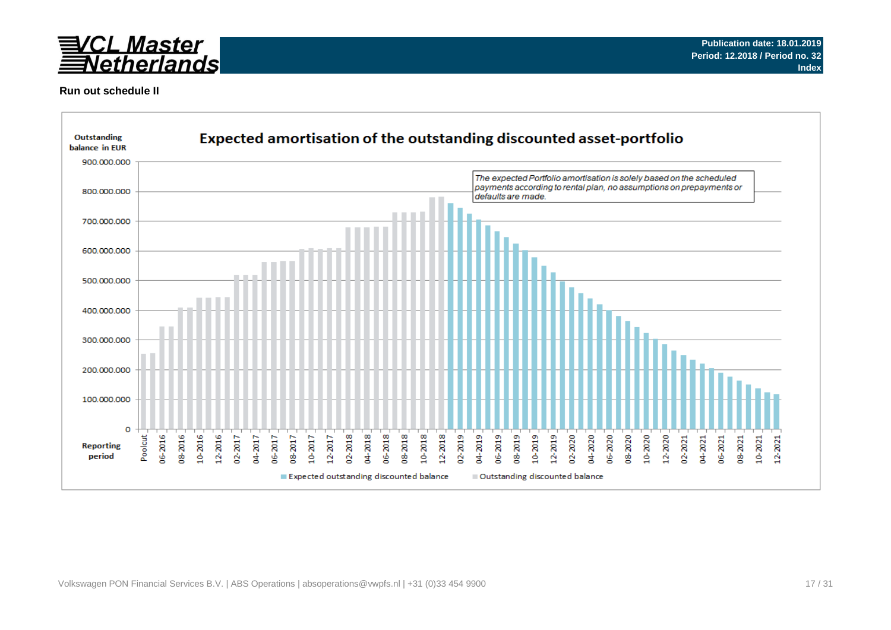**Run out schedule II**

## Expected amortisation of the outstanding discounted asset-portfolio

Outstanding balance in EUR

*The expected Portfolio amortisation is solely based on the scheduled payments according to rental plan, no assumptions on prepayments or defaults are made.*

Reporting period

Expected outstanding discounted balance | Outstanding discounted balance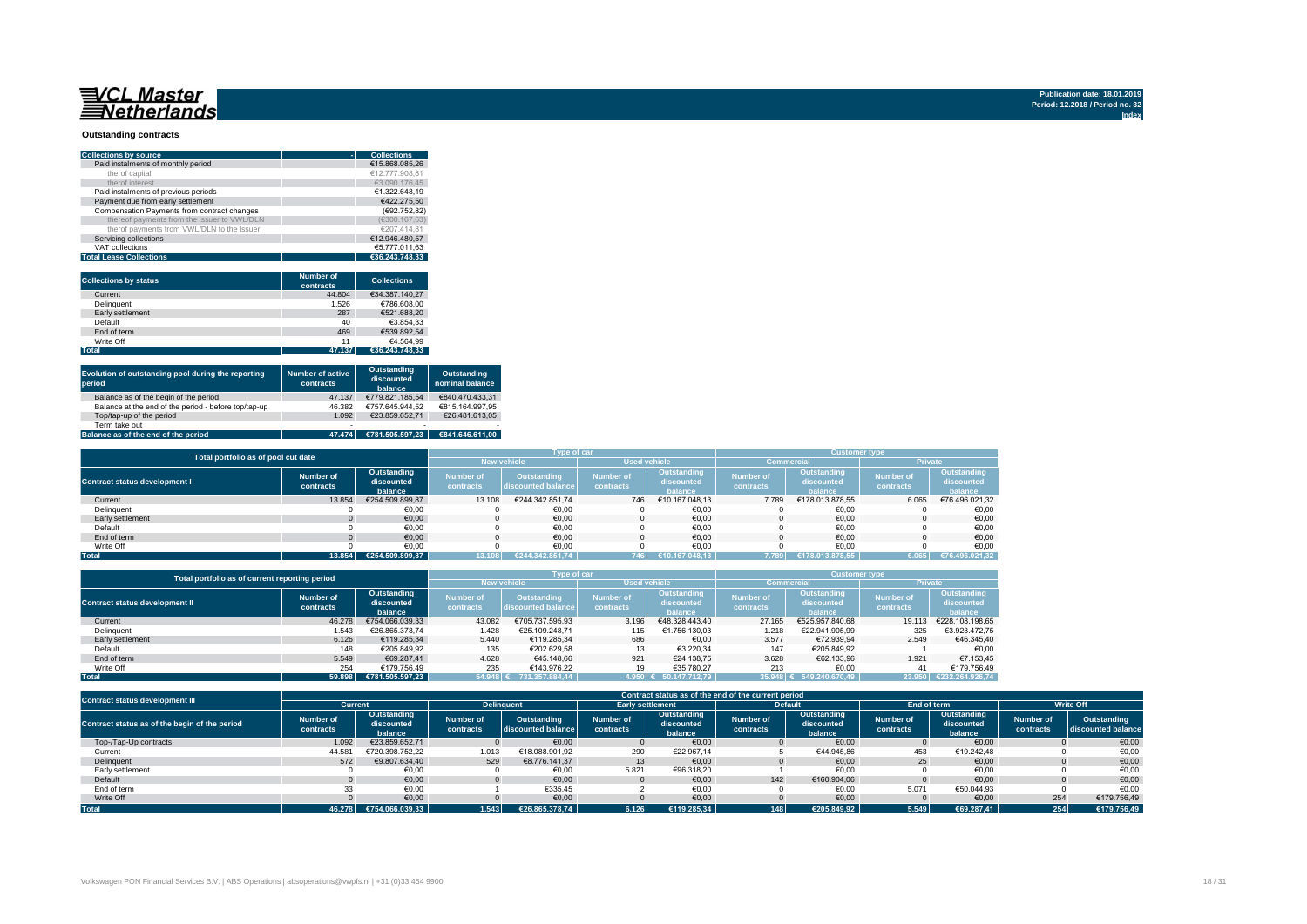VCL Master Netherlands

Publication date: 18.01.2019
Period: 12.2018 / Period no. 32
Index

## Outstanding contracts

| Collections by source | Collections |
|---|---|
| Paid instalments of monthly period | €15.868.085,26 |
| therof capital | €12.777.908,81 |
| therof interest | €3.090.176,45 |
| Paid instalments of previous periods | €1.322.648,19 |
| Payment due from early settlement | €422.275,50 |
| Compensation Payments from contract changes | (€92.752,82) |
| thereof payments from the Issuer to VWL/DLN | (€300.167,63) |
| therof payments from VWL/DLN to the Issuer | €207.414,81 |
| Servicing collections | €12.946.480,57 |
| VAT collections | €5.777.011,63 |
| **Total Lease Collections** | **€36.243.748,33** |

| Collections by status | Number of contracts | Collections |
|---|---|---|
| Current | 44.804 | €34.387.140,27 |
| Delinquent | 1.526 | €786.608,00 |
| Early settlement | 287 | €521.688,20 |
| Default | 40 | €3.854,33 |
| End of term | 469 | €539.892,54 |
| Write Off | 11 | €4.564,99 |
| **Total** | **47.137** | **€36.243.748,33** |

| Evolution of outstanding pool during the reporting period | Number of active contracts | Outstanding discounted balance | Outstanding nominal balance |
|---|---|---|---|
| Balance as of the begin of the period | 47.137 | €779.821.185,54 | €840.470.433,31 |
| Balance at the end of the period - before top/tap-up | 46.382 | €757.645.944,52 | €815.164.997,95 |
| Top/tap-up of the period | 1.092 | €23.859.652,71 | €26.481.613,05 |
| Term take out | - | - | - |
| **Balance as of the end of the period** | **47.474** | **€781.505.597,23** | **€841.646.611,00** |

| Total portfolio as of pool cut date | | | Type of car | | | | Customer type | | | |
|---|---|---|---|---|---|---|---|---|---|---|
| | | | New vehicle | | Used vehicle | | Commercial | | Private | |
| Contract status development I | Number of contracts | Outstanding discounted balance | Number of contracts | Outstanding discounted balance | Number of contracts | Outstanding discounted balance | Number of contracts | Outstanding discounted balance | Number of contracts | Outstanding discounted balance |
| Current | 13.854 | €254.509.899,87 | 13.108 | €244.342.851,74 | 746 | €10.167.048,13 | 7.789 | €178.013.878,55 | 6.065 | €76.496.021,32 |
| Delinquent | 0 | €0,00 | 0 | €0,00 | 0 | €0,00 | 0 | €0,00 | 0 | €0,00 |
| Early settlement | 0 | €0,00 | 0 | €0,00 | 0 | €0,00 | 0 | €0,00 | 0 | €0,00 |
| Default | 0 | €0,00 | 0 | €0,00 | 0 | €0,00 | 0 | €0,00 | 0 | €0,00 |
| End of term | 0 | €0,00 | 0 | €0,00 | 0 | €0,00 | 0 | €0,00 | 0 | €0,00 |
| Write Off | 0 | €0,00 | 0 | €0,00 | 0 | €0,00 | 0 | €0,00 | 0 | €0,00 |
| **Total** | **13.854** | **€254.509.899,87** | **13.108** | **€244.342.851,74** | **746** | **€10.167.048,13** | **7.789** | **€178.013.878,55** | **6.065** | **€76.496.021,32** |

| Total portfolio as of current reporting period | | | Type of car | | | | Customer type | | | |
|---|---|---|---|---|---|---|---|---|---|---|
| | | | New vehicle | | Used vehicle | | Commercial | | Private | |
| Contract status development II | Number of contracts | Outstanding discounted balance | Number of contracts | Outstanding discounted balance | Number of contracts | Outstanding discounted balance | Number of contracts | Outstanding discounted balance | Number of contracts | Outstanding discounted balance |
| Current | 46.278 | €754.066.039,33 | 43.082 | €705.737.595,93 | 3.196 | €48.328.443,40 | 27.165 | €525.957.840,68 | 19.113 | €228.108.198,65 |
| Delinquent | 1.543 | €26.865.378,74 | 1.428 | €25.109.248,71 | 115 | €1.756.130,03 | 1.218 | €22.941.905,99 | 325 | €3.923.472,75 |
| Early settlement | 6.126 | €119.285,34 | 5.440 | €119.285,34 | 686 | €0,00 | 3.577 | €72.939,94 | 2.549 | €46.345,40 |
| Default | 148 | €205.849,92 | 135 | €202.629,58 | 13 | €3.220,34 | 147 | €205.849,92 | 1 | €0,00 |
| End of term | 5.549 | €69.287,41 | 4.628 | €45.148,66 | 921 | €24.138,75 | 3.628 | €62.133,96 | 1.921 | €7.153,45 |
| Write Off | 254 | €179.756,49 | 235 | €143.976,22 | 19 | €35.780,27 | 213 | €0,00 | 41 | €179.756,49 |
| **Total** | **59.898** | **€781.505.597,23** | **54.948** | **€ 731.357.884,44** | **4.950** | **€ 50.147.712,79** | **35.948** | **€ 549.240.670,49** | **23.950** | **€232.264.926,74** |

| Contract status development III | Contract status as of the end of the current period | | | | | | | | | | | |
|---|---|---|---|---|---|---|---|---|---|---|---|---|
| | Current | | Delinquent | | Early settlement | | Default | | End of term | | Write Off | |
| Contract status as of the begin of the period | Number of contracts | Outstanding discounted balance | Number of contracts | Outstanding discounted balance | Number of contracts | Outstanding discounted balance | Number of contracts | Outstanding discounted balance | Number of contracts | Outstanding discounted balance | Number of contracts | Outstanding discounted balance |
| Top-/Tap-Up contracts | 1.092 | €23.859.652,71 | 0 | €0,00 | 0 | €0,00 | 0 | €0,00 | 0 | €0,00 | 0 | €0,00 |
| Current | 44.581 | €720.398.752,22 | 1.013 | €18.088.901,92 | 290 | €22.967,14 | 5 | €44.945,86 | 453 | €19.242,48 | 0 | €0,00 |
| Delinquent | 572 | €9.807.634,40 | 529 | €8.776.141,37 | 13 | €0,00 | 0 | €0,00 | 25 | €0,00 | 0 | €0,00 |
| Early settlement | 0 | €0,00 | 0 | €0,00 | 5.821 | €96.318,20 | 1 | €0,00 | 0 | €0,00 | 0 | €0,00 |
| Default | 0 | €0,00 | 0 | €0,00 | 0 | €0,00 | 142 | €160.904,06 | 0 | €0,00 | 0 | €0,00 |
| End of term | 33 | €0,00 | 1 | €335,45 | 2 | €0,00 | 0 | €0,00 | 5.071 | €50.044,93 | 0 | €0,00 |
| Write Off | 0 | €0,00 | 0 | €0,00 | 0 | €0,00 | 0 | €0,00 | 0 | €0,00 | 254 | €179.756,49 |
| **Total** | **46.278** | **€754.066.039,33** | **1.543** | **€26.865.378,74** | **6.126** | **€119.285,34** | **148** | **€205.849,92** | **5.549** | **€69.287,41** | **254** | **€179.756,49** |

Volkswagen PON Financial Services B.V. | ABS Operations | absoperations@vwpfs.nl | +31 (0)33 454 9900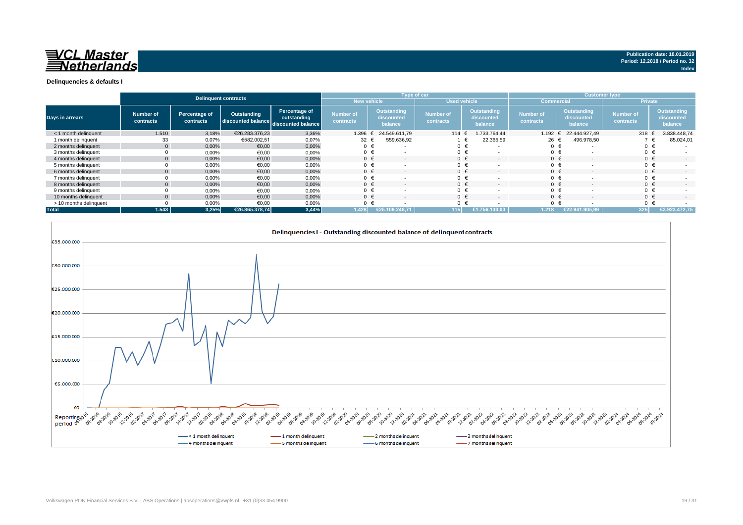**VCL Master Netherlands**

Publication date: 18.01.2019
Period: 12.2018 / Period no. 32
Index

## Delinquencies & defaults I

| Days in arrears | Delinquent contracts | | | | Type of car | | | | Customer type | | | |
|---|---|---|---|---|---|---|---|---|---|---|---|---|
| | | | | | New vehicle | | Used vehicle | | Commercial | | Private | |
| | Number of contracts | Percentage of contracts | Outstanding discounted balance | Percentage of outstanding discounted balance | Number of contracts | Outstanding discounted balance | Number of contracts | Outstanding discounted balance | Number of contracts | Outstanding discounted balance | Number of contracts | Outstanding discounted balance |
| < 1 month delinquent | 1.510 | 3,18% | €26.283.376,23 | 3,36% | 1.396 | € 24.549.611,79 | 114 | € 1.733.764,44 | 1.192 | € 22.444.927,49 | 318 | € 3.838.448,74 |
| 1 month delinquent | 33 | 0,07% | €582.002,51 | 0,07% | 32 | € 559.636,92 | 1 | € 22.365,59 | 26 | € 496.978,50 | 7 | € 85.024,01 |
| 2 months delinquent | 0 | 0,00% | €0,00 | 0,00% | 0 | € - | 0 | € - | 0 | € - | 0 | € - |
| 3 months delinquent | 0 | 0,00% | €0,00 | 0,00% | 0 | € - | 0 | € - | 0 | € - | 0 | € - |
| 4 months delinquent | 0 | 0,00% | €0,00 | 0,00% | 0 | € - | 0 | € - | 0 | € - | 0 | € - |
| 5 months delinquent | 0 | 0,00% | €0,00 | 0,00% | 0 | € - | 0 | € - | 0 | € - | 0 | € - |
| 6 months delinquent | 0 | 0,00% | €0,00 | 0,00% | 0 | € - | 0 | € - | 0 | € - | 0 | € - |
| 7 months delinquent | 0 | 0,00% | €0,00 | 0,00% | 0 | € - | 0 | € - | 0 | € - | 0 | € - |
| 8 months delinquent | 0 | 0,00% | €0,00 | 0,00% | 0 | € - | 0 | € - | 0 | € - | 0 | € - |
| 9 months delinquent | 0 | 0,00% | €0,00 | 0,00% | 0 | € - | 0 | € - | 0 | € - | 0 | € - |
| 10 months delinquent | 0 | 0,00% | €0,00 | 0,00% | 0 | € - | 0 | € - | 0 | € - | 0 | € - |
| > 10 months delinquent | 0 | 0,00% | €0,00 | 0,00% | 0 | € - | 0 | € - | 0 | € - | 0 | € - |
| **Total** | **1.543** | **3,25%** | **€26.865.378,74** | **3,44%** | **1.428** | **€25.109.248,71** | **115** | **€1.756.130,03** | **1.218** | **€22.941.905,99** | **325** | **€3.923.472,75** |

**Delinquencies I - Outstanding discounted balance of delinquent contracts**

Legend: < 1 month delinquent; 1 month delinquent; 2 months delinquent; 3 months delinquent; 4 months delinquent; 5 months delinquent; 6 months delinquent; 7 months delinquent

Volkswagen PON Financial Services B.V. | ABS Operations | absoperations@vwpfs.nl | +31 (0)33 454 9900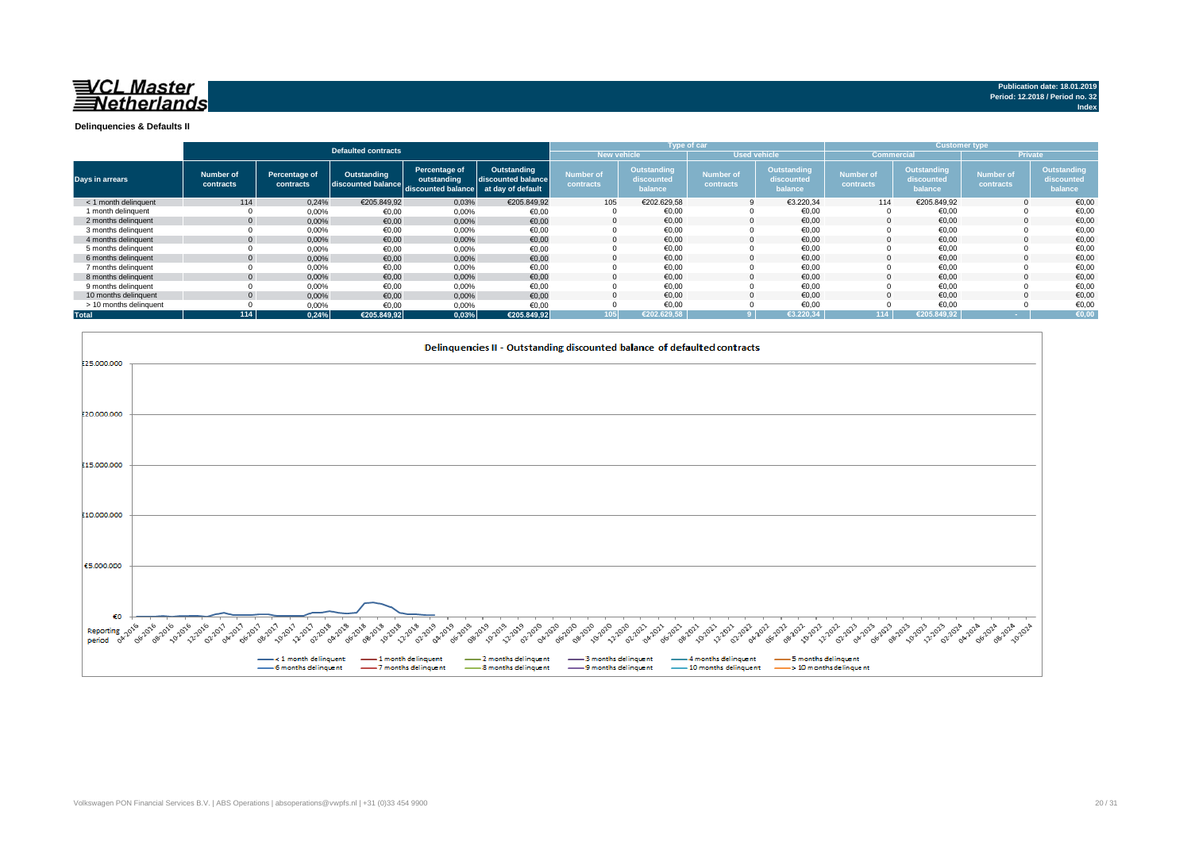**VCL Master Netherlands**

Publication date: 18.01.2019
Period: 12.2018 / Period no. 32
Index

## Delinquencies & Defaults II

| Days in arrears | Defaulted contracts | | | | | Type of car | | | | Customer type | | | |
|---|---|---|---|---|---|---|---|---|---|---|---|---|---|
| | | | | | | New vehicle | | Used vehicle | | Commercial | | Private | |
| | Number of contracts | Percentage of contracts | Outstanding discounted balance | Percentage of outstanding discounted balance | Outstanding discounted balance at day of default | Number of contracts | Outstanding discounted balance | Number of contracts | Outstanding discounted balance | Number of contracts | Outstanding discounted balance | Number of contracts | Outstanding discounted balance |
| < 1 month delinquent | 114 | 0,24% | €205.849,92 | 0,03% | €205.849,92 | 105 | €202.629,58 | 9 | €3.220,34 | 114 | €205.849,92 | 0 | €0,00 |
| 1 month delinquent | 0 | 0,00% | €0,00 | 0,00% | €0,00 | 0 | €0,00 | 0 | €0,00 | 0 | €0,00 | 0 | €0,00 |
| 2 months delinquent | 0 | 0,00% | €0,00 | 0,00% | €0,00 | 0 | €0,00 | 0 | €0,00 | 0 | €0,00 | 0 | €0,00 |
| 3 months delinquent | 0 | 0,00% | €0,00 | 0,00% | €0,00 | 0 | €0,00 | 0 | €0,00 | 0 | €0,00 | 0 | €0,00 |
| 4 months delinquent | 0 | 0,00% | €0,00 | 0,00% | €0,00 | 0 | €0,00 | 0 | €0,00 | 0 | €0,00 | 0 | €0,00 |
| 5 months delinquent | 0 | 0,00% | €0,00 | 0,00% | €0,00 | 0 | €0,00 | 0 | €0,00 | 0 | €0,00 | 0 | €0,00 |
| 6 months delinquent | 0 | 0,00% | €0,00 | 0,00% | €0,00 | 0 | €0,00 | 0 | €0,00 | 0 | €0,00 | 0 | €0,00 |
| 7 months delinquent | 0 | 0,00% | €0,00 | 0,00% | €0,00 | 0 | €0,00 | 0 | €0,00 | 0 | €0,00 | 0 | €0,00 |
| 8 months delinquent | 0 | 0,00% | €0,00 | 0,00% | €0,00 | 0 | €0,00 | 0 | €0,00 | 0 | €0,00 | 0 | €0,00 |
| 9 months delinquent | 0 | 0,00% | €0,00 | 0,00% | €0,00 | 0 | €0,00 | 0 | €0,00 | 0 | €0,00 | 0 | €0,00 |
| 10 months delinquent | 0 | 0,00% | €0,00 | 0,00% | €0,00 | 0 | €0,00 | 0 | €0,00 | 0 | €0,00 | 0 | €0,00 |
| > 10 months delinquent | 0 | 0,00% | €0,00 | 0,00% | €0,00 | 0 | €0,00 | 0 | €0,00 | 0 | €0,00 | 0 | €0,00 |
| **Total** | **114** | **0,24%** | **€205.849,92** | **0,03%** | **€205.849,92** | **105** | **€202.629,58** | **9** | **€3.220,34** | **114** | **€205.849,92** | **-** | **€0,00** |

**Delinquencies II - Outstanding discounted balance of defaulted contracts**

Y-axis: €0, €5.000.000, €10.000.000, €15.000.000, €20.000.000, €25.000.000

X-axis: Reporting period, 04-2016 to 10-2024

Legend: < 1 month delinquent, 1 month delinquent, 2 months delinquent, 3 months delinquent, 4 months delinquent, 5 months delinquent, 6 months delinquent, 7 months delinquent, 8 months delinquent, 9 months delinquent, 10 months delinquent, > 10 months delinquent

Volkswagen PON Financial Services B.V. | ABS Operations | absoperations@vwpfs.nl | +31 (0)33 454 9900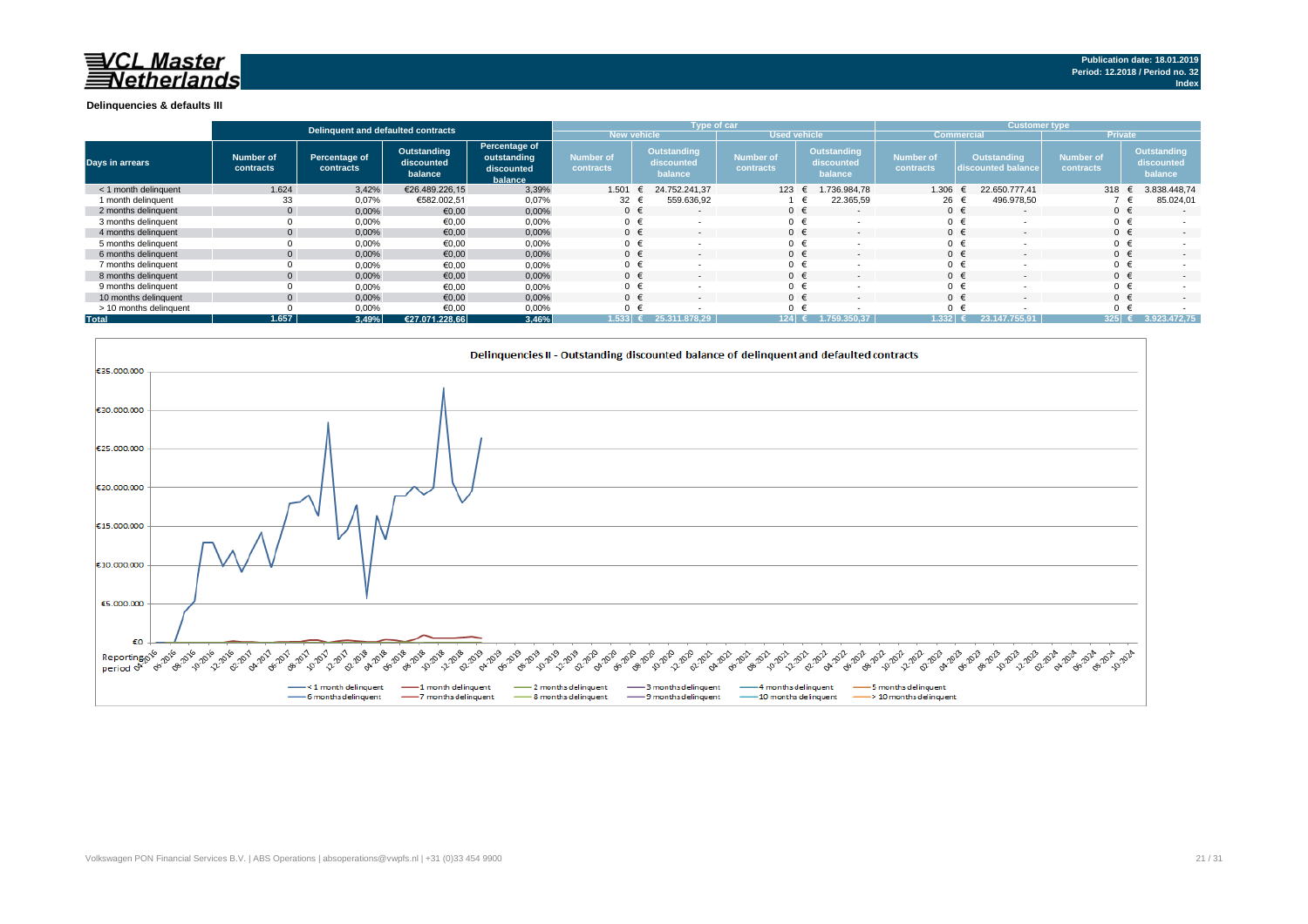**Publication date: 18.01.2019**
**Period: 12.2018 / Period no. 32**
**Index**

## Delinquencies & defaults III

| Days in arrears | Delinquent and defaulted contracts | | | | Type of car | | | | Customer type | | | |
|---|---|---|---|---|---|---|---|---|---|---|---|---|
| | | | | | New vehicle | | Used vehicle | | Commercial | | Private | |
| | Number of contracts | Percentage of contracts | Outstanding discounted balance | Percentage of outstanding discounted balance | Number of contracts | Outstanding discounted balance | Number of contracts | Outstanding discounted balance | Number of contracts | Outstanding discounted balance | Number of contracts | Outstanding discounted balance |
| < 1 month delinquent | 1.624 | 3,42% | €26.489.226,15 | 3,39% | 1.501 | € 24.752.241,37 | 123 | € 1.736.984,78 | 1.306 | € 22.650.777,41 | 318 | € 3.838.448,74 |
| 1 month delinquent | 33 | 0,07% | €582.002,51 | 0,07% | 32 | € 559.636,92 | 1 | € 22.365,59 | 26 | € 496.978,50 | 7 | € 85.024,01 |
| 2 months delinquent | 0 | 0,00% | €0,00 | 0,00% | 0 | € - | 0 | € - | 0 | € - | 0 | € - |
| 3 months delinquent | 0 | 0,00% | €0,00 | 0,00% | 0 | € - | 0 | € - | 0 | € - | 0 | € - |
| 4 months delinquent | 0 | 0,00% | €0,00 | 0,00% | 0 | € - | 0 | € - | 0 | € - | 0 | € - |
| 5 months delinquent | 0 | 0,00% | €0,00 | 0,00% | 0 | € - | 0 | € - | 0 | € - | 0 | € - |
| 6 months delinquent | 0 | 0,00% | €0,00 | 0,00% | 0 | € - | 0 | € - | 0 | € - | 0 | € - |
| 7 months delinquent | 0 | 0,00% | €0,00 | 0,00% | 0 | € - | 0 | € - | 0 | € - | 0 | € - |
| 8 months delinquent | 0 | 0,00% | €0,00 | 0,00% | 0 | € - | 0 | € - | 0 | € - | 0 | € - |
| 9 months delinquent | 0 | 0,00% | €0,00 | 0,00% | 0 | € - | 0 | € - | 0 | € - | 0 | € - |
| 10 months delinquent | 0 | 0,00% | €0,00 | 0,00% | 0 | € - | 0 | € - | 0 | € - | 0 | € - |
| > 10 months delinquent | 0 | 0,00% | €0,00 | 0,00% | 0 | € - | 0 | € - | 0 | € - | 0 | € - |
| **Total** | **1.657** | **3,49%** | **€27.071.228,66** | **3,46%** | **1.533** | **€ 25.311.878,29** | **124** | **€ 1.759.350,37** | **1.332** | **€ 23.147.755,91** | **325** | **€ 3.923.472,75** |

**Delinquencies II - Outstanding discounted balance of delinquent and defaulted contracts**

Legend: < 1 month delinquent, 1 month delinquent, 2 months delinquent, 3 months delinquent, 4 months delinquent, 5 months delinquent, 6 months delinquent, 7 months delinquent, 8 months delinquent, 9 months delinquent, 10 months delinquent, > 10 months delinquent

Volkswagen PON Financial Services B.V. | ABS Operations | absoperations@vwpfs.nl | +31 (0)33 454 9900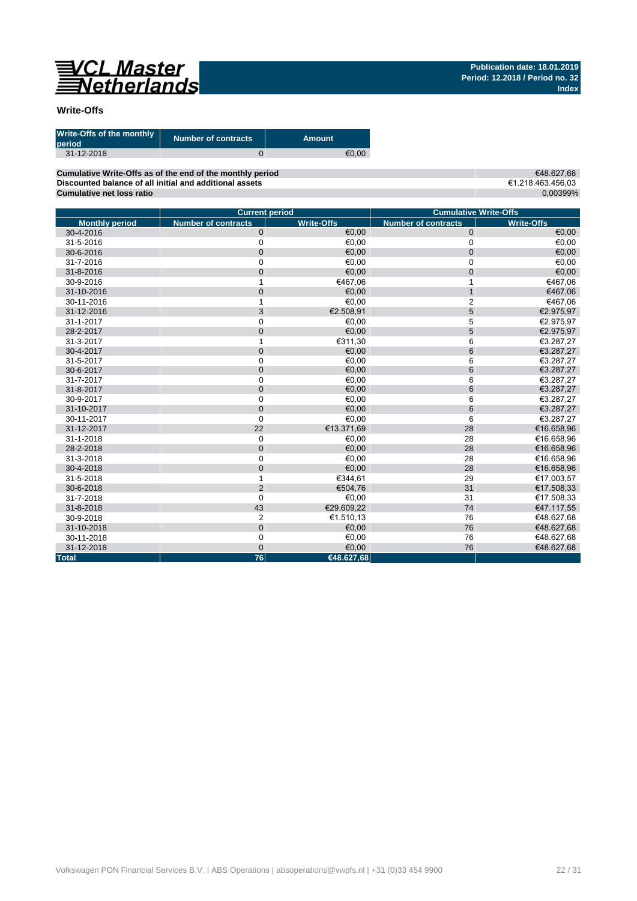VCL Master Netherlands

Publication date: 18.01.2019
Period: 12.2018 / Period no. 32
Index

## Write-Offs

| Write-Offs of the monthly period | Number of contracts | Amount |
|---|---|---|
| 31-12-2018 | 0 | €0,00 |

| | |
|---|---|
| **Cumulative Write-Offs as of the end of the monthly period** | €48.627,68 |
| **Discounted balance of all initial and additional assets** | €1.218.463.456,03 |
| **Cumulative net loss ratio** | 0,00399% |

| | Current period | | Cumulative Write-Offs | |
|---|---|---|---|---|
| **Monthly period** | **Number of contracts** | **Write-Offs** | **Number of contracts** | **Write-Offs** |
| 30-4-2016 | 0 | €0,00 | 0 | €0,00 |
| 31-5-2016 | 0 | €0,00 | 0 | €0,00 |
| 30-6-2016 | 0 | €0,00 | 0 | €0,00 |
| 31-7-2016 | 0 | €0,00 | 0 | €0,00 |
| 31-8-2016 | 0 | €0,00 | 0 | €0,00 |
| 30-9-2016 | 1 | €467,06 | 1 | €467,06 |
| 31-10-2016 | 0 | €0,00 | 1 | €467,06 |
| 30-11-2016 | 1 | €0,00 | 2 | €467,06 |
| 31-12-2016 | 3 | €2.508,91 | 5 | €2.975,97 |
| 31-1-2017 | 0 | €0,00 | 5 | €2.975,97 |
| 28-2-2017 | 0 | €0,00 | 5 | €2.975,97 |
| 31-3-2017 | 1 | €311,30 | 6 | €3.287,27 |
| 30-4-2017 | 0 | €0,00 | 6 | €3.287,27 |
| 31-5-2017 | 0 | €0,00 | 6 | €3.287,27 |
| 30-6-2017 | 0 | €0,00 | 6 | €3.287,27 |
| 31-7-2017 | 0 | €0,00 | 6 | €3.287,27 |
| 31-8-2017 | 0 | €0,00 | 6 | €3.287,27 |
| 30-9-2017 | 0 | €0,00 | 6 | €3.287,27 |
| 31-10-2017 | 0 | €0,00 | 6 | €3.287,27 |
| 30-11-2017 | 0 | €0,00 | 6 | €3.287,27 |
| 31-12-2017 | 22 | €13.371,69 | 28 | €16.658,96 |
| 31-1-2018 | 0 | €0,00 | 28 | €16.658,96 |
| 28-2-2018 | 0 | €0,00 | 28 | €16.658,96 |
| 31-3-2018 | 0 | €0,00 | 28 | €16.658,96 |
| 30-4-2018 | 0 | €0,00 | 28 | €16.658,96 |
| 31-5-2018 | 1 | €344,61 | 29 | €17.003,57 |
| 30-6-2018 | 2 | €504,76 | 31 | €17.508,33 |
| 31-7-2018 | 0 | €0,00 | 31 | €17.508,33 |
| 31-8-2018 | 43 | €29.609,22 | 74 | €47.117,55 |
| 30-9-2018 | 2 | €1.510,13 | 76 | €48.627,68 |
| 31-10-2018 | 0 | €0,00 | 76 | €48.627,68 |
| 30-11-2018 | 0 | €0,00 | 76 | €48.627,68 |
| 31-12-2018 | 0 | €0,00 | 76 | €48.627,68 |
| **Total** | **76** | **€48.627,68** | | |

Volkswagen PON Financial Services B.V. | ABS Operations | absoperations@vwpfs.nl | +31 (0)33 454 9900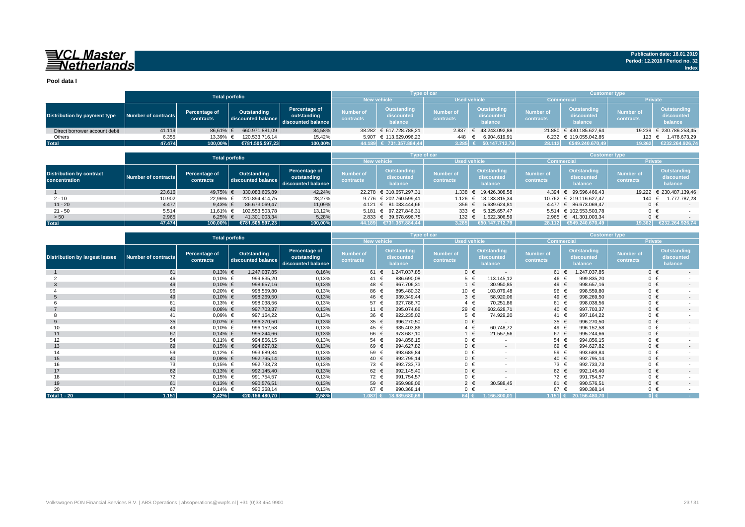# VCL Master Netherlands

Publication date: 18.01.2019
Period: 12.2018 / Period no. 32
Index

## Pool data I

| Distribution by payment type | Total porfolio | | | | Type of car | | | | Customer type | | | |
|---|---|---|---|---|---|---|---|---|---|---|---|---|
| | | | | | New vehicle | | Used vehicle | | Commercial | | Private | |
| | Number of contracts | Percentage of contracts | Outstanding discounted balance | Percentage of outstanding discounted balance | Number of contracts | Outstanding discounted balance | Number of contracts | Outstanding discounted balance | Number of contracts | Outstanding discounted balance | Number of contracts | Outstanding discounted balance |
| Direct borrower account debit | 41.119 | 86,61% | € 660.971.881,09 | 84,58% | 38.282 | € 617.728.788,21 | 2.837 | € 43.243.092,88 | 21.880 | € 430.185.627,64 | 19.239 | € 230.786.253,45 |
| Others | 6.355 | 13,39% | € 120.533.716,14 | 15,42% | 5.907 | € 113.629.096,23 | 448 | € 6.904.619,91 | 6.232 | € 119.055.042,85 | 123 | € 1.478.673,29 |
| **Total** | **47.474** | **100,00%** | **€781.505.597,23** | **100,00%** | **44.189** | **€ 731.357.884,44** | **3.285** | **€ 50.147.712,79** | **28.112** | **€549.240.670,49** | **19.362** | **€232.264.926,74** |

| Distribution by contract concentration | Total porfolio | | | | Type of car | | | | Customer type | | | |
|---|---|---|---|---|---|---|---|---|---|---|---|---|
| | | | | | New vehicle | | Used vehicle | | Commercial | | Private | |
| | Number of contracts | Percentage of contracts | Outstanding discounted balance | Percentage of outstanding discounted balance | Number of contracts | Outstanding discounted balance | Number of contracts | Outstanding discounted balance | Number of contracts | Outstanding discounted balance | Number of contracts | Outstanding discounted balance |
| 1 | 23.616 | 49,75% | € 330.083.605,89 | 42,24% | 22.278 | € 310.657.297,31 | 1.338 | € 19.426.308,58 | 4.394 | € 99.596.466,43 | 19.222 | € 230.487.139,46 |
| 2 - 10 | 10.902 | 22,96% | € 220.894.414,75 | 28,27% | 9.776 | € 202.760.599,41 | 1.126 | € 18.133.815,34 | 10.762 | € 219.116.627,47 | 140 | € 1.777.787,28 |
| 11 - 20 | 4.477 | 9,43% | € 86.673.069,47 | 11,09% | 4.121 | € 81.033.444,66 | 356 | € 5.639.624,81 | 4.477 | € 86.673.069,47 | 0 | € - |
| 21 - 50 | 5.514 | 11,61% | € 102.553.503,78 | 13,12% | 5.181 | € 97.227.846,31 | 333 | € 5.325.657,47 | 5.514 | € 102.553.503,78 | 0 | € - |
| > 50 | 2.965 | 6,25% | € 41.301.003,34 | 5,28% | 2.833 | € 39.678.696,75 | 132 | € 1.622.306,59 | 2.965 | € 41.301.003,34 | 0 | € - |
| **Total** | **47.474** | **100,00%** | **€781.505.597,23** | **100,00%** | **44.189** | **€731.357.884,44** | **3.285** | **€50.147.712,79** | **28.112** | **€549.240.670,49** | **19.362** | **€232.264.926,74** |

| Distribution by largest lessee | Total porfolio | | | | Type of car | | | | Customer type | | | |
|---|---|---|---|---|---|---|---|---|---|---|---|---|
| | | | | | New vehicle | | Used vehicle | | Commercial | | Private | |
| | Number of contracts | Percentage of contracts | Outstanding discounted balance | Percentage of outstanding discounted balance | Number of contracts | Outstanding discounted balance | Number of contracts | Outstanding discounted balance | Number of contracts | Outstanding discounted balance | Number of contracts | Outstanding discounted balance |
| 1 | 61 | 0,13% | € 1.247.037,85 | 0,16% | 61 | € 1.247.037,85 | 0 | € - | 61 | € 1.247.037,85 | 0 | € - |
| 2 | 46 | 0,10% | € 999.835,20 | 0,13% | 41 | € 886.690,08 | 5 | € 113.145,12 | 46 | € 999.835,20 | 0 | € - |
| 3 | 49 | 0,10% | € 998.657,16 | 0,13% | 48 | € 967.706,31 | 1 | € 30.950,85 | 49 | € 998.657,16 | 0 | € - |
| 4 | 96 | 0,20% | € 998.559,80 | 0,13% | 86 | € 895.480,32 | 10 | € 103.079,48 | 96 | € 998.559,80 | 0 | € - |
| 5 | 49 | 0,10% | € 998.269,50 | 0,13% | 46 | € 939.349,44 | 3 | € 58.920,06 | 49 | € 998.269,50 | 0 | € - |
| 6 | 61 | 0,13% | € 998.038,56 | 0,13% | 57 | € 927.786,70 | 4 | € 70.251,86 | 61 | € 998.038,56 | 0 | € - |
| 7 | 40 | 0,08% | € 997.703,37 | 0,13% | 11 | € 395.074,66 | 29 | € 602.628,71 | 40 | € 997.703,37 | 0 | € - |
| 8 | 41 | 0,09% | € 997.164,22 | 0,13% | 36 | € 922.235,02 | 5 | € 74.929,20 | 41 | € 997.164,22 | 0 | € - |
| 9 | 35 | 0,07% | € 996.270,50 | 0,13% | 35 | € 996.270,50 | 0 | € - | 35 | € 996.270,50 | 0 | € - |
| 10 | 49 | 0,10% | € 996.152,58 | 0,13% | 45 | € 935.403,86 | 4 | € 60.748,72 | 49 | € 996.152,58 | 0 | € - |
| 11 | 67 | 0,14% | € 995.244,66 | 0,13% | 66 | € 973.687,10 | 1 | € 21.557,56 | 67 | € 995.244,66 | 0 | € - |
| 12 | 54 | 0,11% | € 994.856,15 | 0,13% | 54 | € 994.856,15 | 0 | € - | 54 | € 994.856,15 | 0 | € - |
| 13 | 69 | 0,15% | € 994.627,82 | 0,13% | 69 | € 994.627,82 | 0 | € - | 69 | € 994.627,82 | 0 | € - |
| 14 | 59 | 0,12% | € 993.689,84 | 0,13% | 59 | € 993.689,84 | 0 | € - | 59 | € 993.689,84 | 0 | € - |
| 15 | 40 | 0,08% | € 992.795,14 | 0,13% | 40 | € 992.795,14 | 0 | € - | 40 | € 992.795,14 | 0 | € - |
| 16 | 73 | 0,15% | € 992.733,73 | 0,13% | 73 | € 992.733,73 | 0 | € - | 73 | € 992.733,73 | 0 | € - |
| 17 | 62 | 0,13% | € 992.145,40 | 0,13% | 62 | € 992.145,40 | 0 | € - | 62 | € 992.145,40 | 0 | € - |
| 18 | 72 | 0,15% | € 991.754,57 | 0,13% | 72 | € 991.754,57 | 0 | € - | 72 | € 991.754,57 | 0 | € - |
| 19 | 61 | 0,13% | € 990.576,51 | 0,13% | 59 | € 959.988,06 | 2 | € 30.588,45 | 61 | € 990.576,51 | 0 | € - |
| 20 | 67 | 0,14% | € 990.368,14 | 0,13% | 67 | € 990.368,14 | 0 | € - | 67 | € 990.368,14 | 0 | € - |
| **Total 1 - 20** | **1.151** | **2,42%** | **€20.156.480,70** | **2,58%** | **1.087** | **€ 18.989.680,69** | **64** | **€ 1.166.800,01** | **1.151** | **€ 20.156.480,70** | **0** | **€ -** |

Volkswagen PON Financial Services B.V. | ABS Operations | absoperations@vwpfs.nl | +31 (0)33 454 9900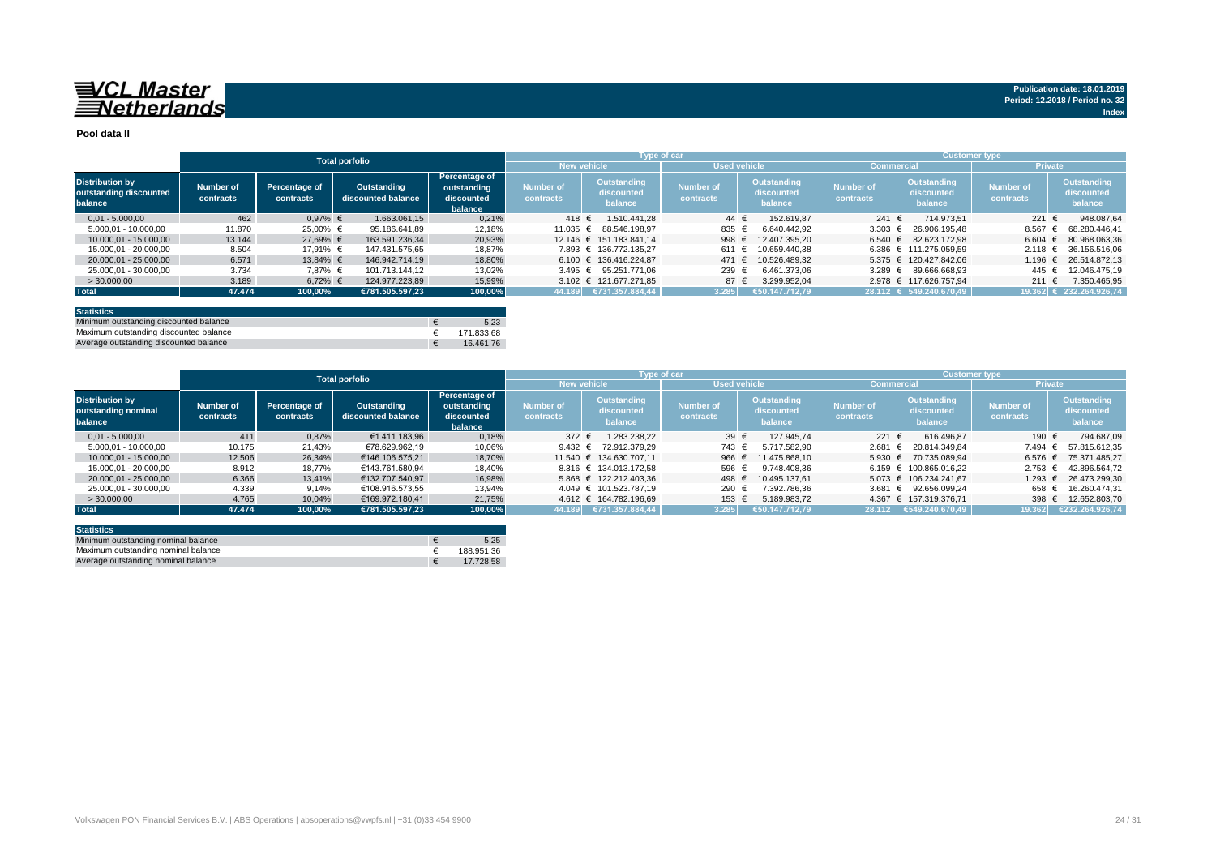**VCL Master Netherlands**

Publication date: 18.01.2019
Period: 12.2018 / Period no. 32
Index

## Pool data II

| Distribution by outstanding discounted balance | Total porfolio | | | | Type of car | | | | Customer type | | | |
|---|---|---|---|---|---|---|---|---|---|---|---|---|
| | | | | | New vehicle | | Used vehicle | | Commercial | | Private | |
| | Number of contracts | Percentage of contracts | Outstanding discounted balance | Percentage of outstanding discounted balance | Number of contracts | Outstanding discounted balance | Number of contracts | Outstanding discounted balance | Number of contracts | Outstanding discounted balance | Number of contracts | Outstanding discounted balance |
| 0,01 - 5.000,00 | 462 | 0,97% | € 1.663.061,15 | 0,21% | 418 | € 1.510.441,28 | 44 | € 152.619,87 | 241 | € 714.973,51 | 221 | € 948.087,64 |
| 5.000,01 - 10.000,00 | 11.870 | 25,00% | € 95.186.641,89 | 12,18% | 11.035 | € 88.546.198,97 | 835 | € 6.640.442,92 | 3.303 | € 26.906.195,48 | 8.567 | € 68.280.446,41 |
| 10.000,01 - 15.000,00 | 13.144 | 27,69% | € 163.591.236,34 | 20,93% | 12.146 | € 151.183.841,14 | 998 | € 12.407.395,20 | 6.540 | € 82.623.172,98 | 6.604 | € 80.968.063,36 |
| 15.000,01 - 20.000,00 | 8.504 | 17,91% | € 147.431.575,65 | 18,87% | 7.893 | € 136.772.135,27 | 611 | € 10.659.440,38 | 6.386 | € 111.275.059,59 | 2.118 | € 36.156.516,06 |
| 20.000,01 - 25.000,00 | 6.571 | 13,84% | € 146.942.714,19 | 18,80% | 6.100 | € 136.416.224,87 | 471 | € 10.526.489,32 | 5.375 | € 120.427.842,06 | 1.196 | € 26.514.872,13 |
| 25.000,01 - 30.000,00 | 3.734 | 7,87% | € 101.713.144,12 | 13,02% | 3.495 | € 95.251.771,06 | 239 | € 6.461.373,06 | 3.289 | € 89.666.668,93 | 445 | € 12.046.475,19 |
| > 30.000,00 | 3.189 | 6,72% | € 124.977.223,89 | 15,99% | 3.102 | € 121.677.271,85 | 87 | € 3.299.952,04 | 2.978 | € 117.626.757,94 | 211 | € 7.350.465,95 |
| **Total** | **47.474** | **100,00%** | **€781.505.597,23** | **100,00%** | **44.189** | **€731.357.884,44** | **3.285** | **€50.147.712,79** | **28.112** | **€ 549.240.670,49** | **19.362** | **€ 232.264.926,74** |

| Statistics | |
|---|---|
| Minimum outstanding discounted balance | € 5,23 |
| Maximum outstanding discounted balance | € 171.833,68 |
| Average outstanding discounted balance | € 16.461,76 |

| Distribution by outstanding nominal balance | Total porfolio | | | | Type of car | | | | Customer type | | | |
|---|---|---|---|---|---|---|---|---|---|---|---|---|
| | | | | | New vehicle | | Used vehicle | | Commercial | | Private | |
| | Number of contracts | Percentage of contracts | Outstanding discounted balance | Percentage of outstanding discounted balance | Number of contracts | Outstanding discounted balance | Number of contracts | Outstanding discounted balance | Number of contracts | Outstanding discounted balance | Number of contracts | Outstanding discounted balance |
| 0,01 - 5.000,00 | 411 | 0,87% | €1.411.183,96 | 0,18% | 372 | € 1.283.238,22 | 39 | € 127.945,74 | 221 | € 616.496,87 | 190 | € 794.687,09 |
| 5.000,01 - 10.000,00 | 10.175 | 21,43% | €78.629.962,19 | 10,06% | 9.432 | € 72.912.379,29 | 743 | € 5.717.582,90 | 2.681 | € 20.814.349,84 | 7.494 | € 57.815.612,35 |
| 10.000,01 - 15.000,00 | 12.506 | 26,34% | €146.106.575,21 | 18,70% | 11.540 | € 134.630.707,11 | 966 | € 11.475.868,10 | 5.930 | € 70.735.089,94 | 6.576 | € 75.371.485,27 |
| 15.000,01 - 20.000,00 | 8.912 | 18,77% | €143.761.580,94 | 18,40% | 8.316 | € 134.013.172,58 | 596 | € 9.748.408,36 | 6.159 | € 100.865.016,22 | 2.753 | € 42.896.564,72 |
| 20.000,01 - 25.000,00 | 6.366 | 13,41% | €132.707.540,97 | 16,98% | 5.868 | € 122.212.403,36 | 498 | € 10.495.137,61 | 5.073 | € 106.234.241,67 | 1.293 | € 26.473.299,30 |
| 25.000,01 - 30.000,00 | 4.339 | 9,14% | €108.916.573,55 | 13,94% | 4.049 | € 101.523.787,19 | 290 | € 7.392.786,36 | 3.681 | € 92.656.099,24 | 658 | € 16.260.474,31 |
| > 30.000,00 | 4.765 | 10,04% | €169.972.180,41 | 21,75% | 4.612 | € 164.782.196,69 | 153 | € 5.189.983,72 | 4.367 | € 157.319.376,71 | 398 | € 12.652.803,70 |
| **Total** | **47.474** | **100,00%** | **€781.505.597,23** | **100,00%** | **44.189** | **€731.357.884,44** | **3.285** | **€50.147.712,79** | **28.112** | **€549.240.670,49** | **19.362** | **€232.264.926,74** |

| Statistics | |
|---|---|
| Minimum outstanding nominal balance | € 5,25 |
| Maximum outstanding nominal balance | € 188.951,36 |
| Average outstanding nominal balance | € 17.728,58 |

Volkswagen PON Financial Services B.V. | ABS Operations | absoperations@vwpfs.nl | +31 (0)33 454 9900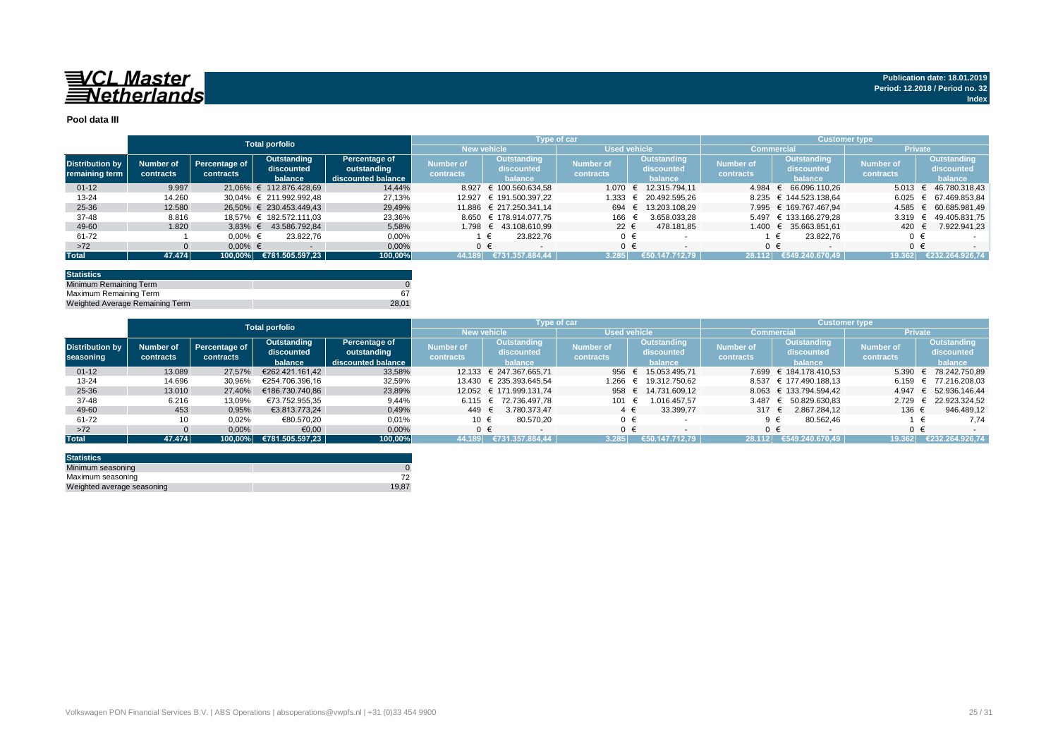VCL Master Netherlands

**Publication date: 18.01.2019**
**Period: 12.2018 / Period no. 32**
**Index**

## Pool data III

| | Total porfolio | | | | Type of car | | | | Customer type | | | |
|---|---|---|---|---|---|---|---|---|---|---|---|---|
| | | | | | New vehicle | | Used vehicle | | Commercial | | Private | |
| Distribution by remaining term | Number of contracts | Percentage of contracts | Outstanding discounted balance | Percentage of outstanding discounted balance | Number of contracts | Outstanding discounted balance | Number of contracts | Outstanding discounted balance | Number of contracts | Outstanding discounted balance | Number of contracts | Outstanding discounted balance |
| 01-12 | 9.997 | 21,06% | € 112.876.428,69 | 14,44% | 8.927 | € 100.560.634,58 | 1.070 | € 12.315.794,11 | 4.984 | € 66.096.110,26 | 5.013 | € 46.780.318,43 |
| 13-24 | 14.260 | 30,04% | € 211.992.992,48 | 27,13% | 12.927 | € 191.500.397,22 | 1.333 | € 20.492.595,26 | 8.235 | € 144.523.138,64 | 6.025 | € 67.469.853,84 |
| 25-36 | 12.580 | 26,50% | € 230.453.449,43 | 29,49% | 11.886 | € 217.250.341,14 | 694 | € 13.203.108,29 | 7.995 | € 169.767.467,94 | 4.585 | € 60.685.981,49 |
| 37-48 | 8.816 | 18,57% | € 182.572.111,03 | 23,36% | 8.650 | € 178.914.077,75 | 166 | € 3.658.033,28 | 5.497 | € 133.166.279,28 | 3.319 | € 49.405.831,75 |
| 49-60 | 1.820 | 3,83% | € 43.586.792,84 | 5,58% | 1.798 | € 43.108.610,99 | 22 | € 478.181,85 | 1.400 | € 35.663.851,61 | 420 | € 7.922.941,23 |
| 61-72 | 1 | 0,00% | € 23.822,76 | 0,00% | 1 | € 23.822,76 | 0 | € - | 1 | € 23.822,76 | 0 | € - |
| >72 | 0 | 0,00% | € - | 0,00% | 0 | € - | 0 | € - | 0 | € - | 0 | € - |
| **Total** | **47.474** | **100,00%** | **€781.505.597,23** | **100,00%** | **44.189** | **€731.357.884,44** | **3.285** | **€50.147.712,79** | **28.112** | **€549.240.670,49** | **19.362** | **€232.264.926,74** |

| Statistics | |
|---|---|
| Minimum Remaining Term | 0 |
| Maximum Remaining Term | 67 |
| Weighted Average Remaining Term | 28,01 |

| | Total porfolio | | | | Type of car | | | | Customer type | | | |
|---|---|---|---|---|---|---|---|---|---|---|---|---|
| | | | | | New vehicle | | Used vehicle | | Commercial | | Private | |
| Distribution by seasoning | Number of contracts | Percentage of contracts | Outstanding discounted balance | Percentage of outstanding discounted balance | Number of contracts | Outstanding discounted balance | Number of contracts | Outstanding discounted balance | Number of contracts | Outstanding discounted balance | Number of contracts | Outstanding discounted balance |
| 01-12 | 13.089 | 27,57% | €262.421.161,42 | 33,58% | 12.133 | € 247.367.665,71 | 956 | € 15.053.495,71 | 7.699 | € 184.178.410,53 | 5.390 | € 78.242.750,89 |
| 13-24 | 14.696 | 30,96% | €254.706.396,16 | 32,59% | 13.430 | € 235.393.645,54 | 1.266 | € 19.312.750,62 | 8.537 | € 177.490.188,13 | 6.159 | € 77.216.208,03 |
| 25-36 | 13.010 | 27,40% | €186.730.740,86 | 23,89% | 12.052 | € 171.999.131,74 | 958 | € 14.731.609,12 | 8.063 | € 133.794.594,42 | 4.947 | € 52.936.146,44 |
| 37-48 | 6.216 | 13,09% | €73.752.955,35 | 9,44% | 6.115 | € 72.736.497,78 | 101 | € 1.016.457,57 | 3.487 | € 50.829.630,83 | 2.729 | € 22.923.324,52 |
| 49-60 | 453 | 0,95% | €3.813.773,24 | 0,49% | 449 | € 3.780.373,47 | 4 | € 33.399,77 | 317 | € 2.867.284,12 | 136 | € 946.489,12 |
| 61-72 | 10 | 0,02% | €80.570,20 | 0,01% | 10 | € 80.570,20 | 0 | € - | 9 | € 80.562,46 | 1 | € 7,74 |
| >72 | 0 | 0,00% | €0,00 | 0,00% | 0 | € - | 0 | € - | 0 | € - | 0 | € - |
| **Total** | **47.474** | **100,00%** | **€781.505.597,23** | **100,00%** | **44.189** | **€731.357.884,44** | **3.285** | **€50.147.712,79** | **28.112** | **€549.240.670,49** | **19.362** | **€232.264.926,74** |

| Statistics | |
|---|---|
| Minimum seasoning | 0 |
| Maximum seasoning | 72 |
| Weighted average seasoning | 19,87 |

Volkswagen PON Financial Services B.V. | ABS Operations | absoperations@vwpfs.nl | +31 (0)33 454 9900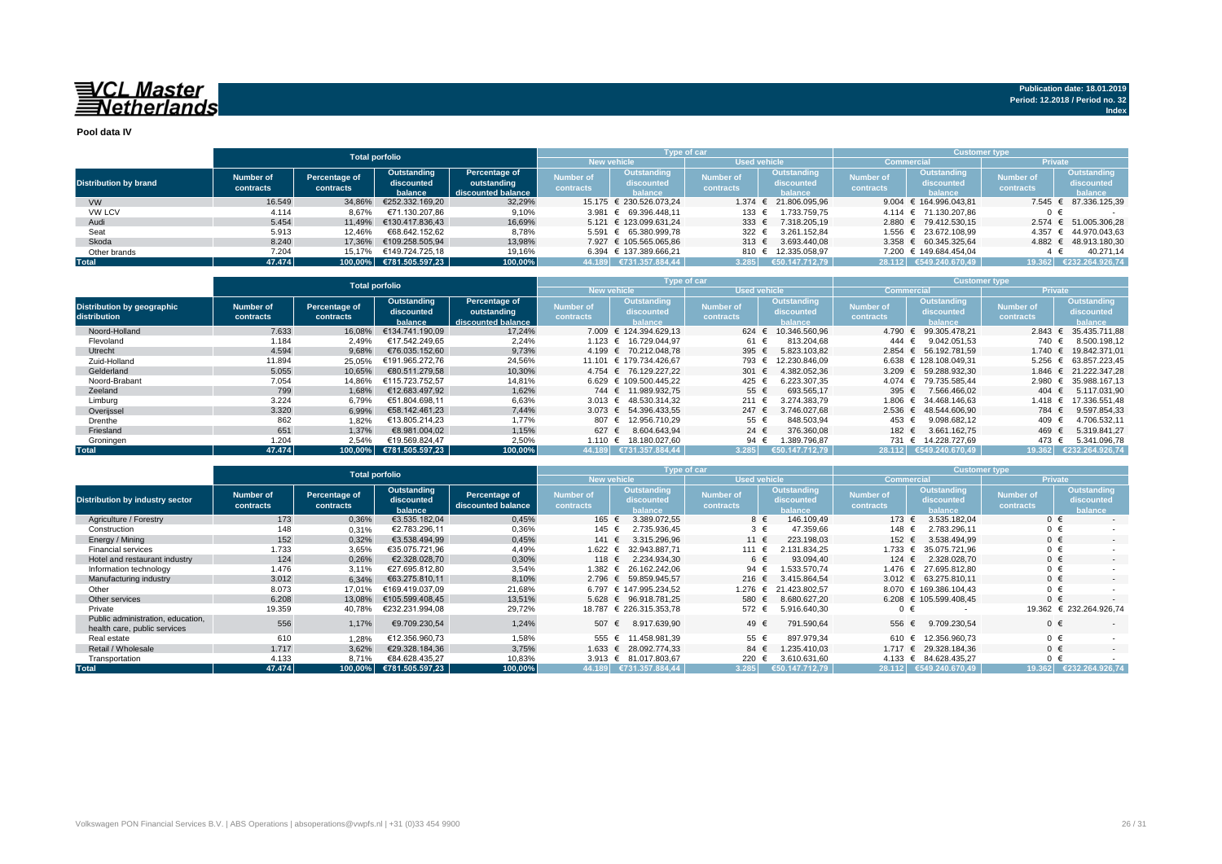# VCL Master Netherlands

Publication date: 18.01.2019
Period: 12.2018 / Period no. 32
Index

**Pool data IV**

| Distribution by brand | Total porfolio | | | | Type of car | | | | Customer type | | | |
|---|---|---|---|---|---|---|---|---|---|---|---|---|
| | | | | | New vehicle | | Used vehicle | | Commercial | | Private | |
| | Number of contracts | Percentage of contracts | Outstanding discounted balance | Percentage of outstanding discounted balance | Number of contracts | Outstanding discounted balance | Number of contracts | Outstanding discounted balance | Number of contracts | Outstanding discounted balance | Number of contracts | Outstanding discounted balance |
| VW | 16.549 | 34,86% | €252.332.169,20 | 32,29% | 15.175 | € 230.526.073,24 | 1.374 | € 21.806.095,96 | 9.004 | € 164.996.043,81 | 7.545 | € 87.336.125,39 |
| VW LCV | 4.114 | 8,67% | €71.130.207,86 | 9,10% | 3.981 | € 69.396.448,11 | 133 | € 1.733.759,75 | 4.114 | € 71.130.207,86 | 0 | € - |
| Audi | 5.454 | 11,49% | €130.417.836,43 | 16,69% | 5.121 | € 123.099.631,24 | 333 | € 7.318.205,19 | 2.880 | € 79.412.530,15 | 2.574 | € 51.005.306,28 |
| Seat | 5.913 | 12,46% | €68.642.152,62 | 8,78% | 5.591 | € 65.380.999,78 | 322 | € 3.261.152,84 | 1.556 | € 23.672.108,99 | 4.357 | € 44.970.043,63 |
| Skoda | 8.240 | 17,36% | €109.258.505,94 | 13,98% | 7.927 | € 105.565.065,86 | 313 | € 3.693.440,08 | 3.358 | € 60.345.325,64 | 4.882 | € 48.913.180,30 |
| Other brands | 7.204 | 15,17% | €149.724.725,18 | 19,16% | 6.394 | € 137.389.666,21 | 810 | € 12.335.058,97 | 7.200 | € 149.684.454,04 | 4 | € 40.271,14 |
| **Total** | **47.474** | **100,00%** | **€781.505.597,23** | **100,00%** | **44.189** | **€731.357.884,44** | **3.285** | **€50.147.712,79** | **28.112** | **€549.240.670,49** | **19.362** | **€232.264.926,74** |

| Distribution by geographic distribution | Total porfolio | | | | Type of car | | | | Customer type | | | |
|---|---|---|---|---|---|---|---|---|---|---|---|---|
| | | | | | New vehicle | | Used vehicle | | Commercial | | Private | |
| | Number of contracts | Percentage of contracts | Outstanding discounted balance | Percentage of outstanding discounted balance | Number of contracts | Outstanding discounted balance | Number of contracts | Outstanding discounted balance | Number of contracts | Outstanding discounted balance | Number of contracts | Outstanding discounted balance |
| Noord-Holland | 7.633 | 16,08% | €134.741.190,09 | 17,24% | 7.009 | € 124.394.629,13 | 624 | € 10.346.560,96 | 4.790 | € 99.305.478,21 | 2.843 | € 35.435.711,88 |
| Flevoland | 1.184 | 2,49% | €17.542.249,65 | 2,24% | 1.123 | € 16.729.044,97 | 61 | € 813.204,68 | 444 | € 9.042.051,53 | 740 | € 8.500.198,12 |
| Utrecht | 4.594 | 9,68% | €76.035.152,60 | 9,73% | 4.199 | € 70.212.048,78 | 395 | € 5.823.103,82 | 2.854 | € 56.192.781,59 | 1.740 | € 19.842.371,01 |
| Zuid-Holland | 11.894 | 25,05% | €191.965.272,76 | 24,56% | 11.101 | € 179.734.426,67 | 793 | € 12.230.846,09 | 6.638 | € 128.108.049,31 | 5.256 | € 63.857.223,45 |
| Gelderland | 5.055 | 10,65% | €80.511.279,58 | 10,30% | 4.754 | € 76.129.227,22 | 301 | € 4.382.052,36 | 3.209 | € 59.288.932,30 | 1.846 | € 21.222.347,28 |
| Noord-Brabant | 7.054 | 14,86% | €115.723.752,57 | 14,81% | 6.629 | € 109.500.445,22 | 425 | € 6.223.307,35 | 4.074 | € 79.735.585,44 | 2.980 | € 35.988.167,13 |
| Zeeland | 799 | 1,68% | €12.683.497,92 | 1,62% | 744 | € 11.989.932,75 | 55 | € 693.565,17 | 395 | € 7.566.466,02 | 404 | € 5.117.031,90 |
| Limburg | 3.224 | 6,79% | €51.804.698,11 | 6,63% | 3.013 | € 48.530.314,32 | 211 | € 3.274.383,79 | 1.806 | € 34.468.146,63 | 1.418 | € 17.336.551,48 |
| Overijssel | 3.320 | 6,99% | €58.142.461,23 | 7,44% | 3.073 | € 54.396.433,55 | 247 | € 3.746.027,68 | 2.536 | € 48.544.606,90 | 784 | € 9.597.854,33 |
| Drenthe | 862 | 1,82% | €13.805.214,23 | 1,77% | 807 | € 12.956.710,29 | 55 | € 848.503,94 | 453 | € 9.098.682,12 | 409 | € 4.706.532,11 |
| Friesland | 651 | 1,37% | €8.981.004,02 | 1,15% | 627 | € 8.604.643,94 | 24 | € 376.360,08 | 182 | € 3.661.162,75 | 469 | € 5.319.841,27 |
| Groningen | 1.204 | 2,54% | €19.569.824,47 | 2,50% | 1.110 | € 18.180.027,60 | 94 | € 1.389.796,87 | 731 | € 14.228.727,69 | 473 | € 5.341.096,78 |
| **Total** | **47.474** | **100,00%** | **€781.505.597,23** | **100,00%** | **44.189** | **€731.357.884,44** | **3.285** | **€50.147.712,79** | **28.112** | **€549.240.670,49** | **19.362** | **€232.264.926,74** |

| Distribution by industry sector | Total porfolio | | | | Type of car | | | | Customer type | | | |
|---|---|---|---|---|---|---|---|---|---|---|---|---|
| | | | | | New vehicle | | Used vehicle | | Commercial | | Private | |
| | Number of contracts | Percentage of contracts | Outstanding discounted balance | Percentage of discounted balance | Number of contracts | Outstanding discounted balance | Number of contracts | Outstanding discounted balance | Number of contracts | Outstanding discounted balance | Number of contracts | Outstanding discounted balance |
| Agriculture / Forestry | 173 | 0,36% | €3.535.182,04 | 0,45% | 165 | € 3.389.072,55 | 8 | € 146.109,49 | 173 | € 3.535.182,04 | 0 | € - |
| Construction | 148 | 0,31% | €2.783.296,11 | 0,36% | 145 | € 2.735.936,45 | 3 | € 47.359,66 | 148 | € 2.783.296,11 | 0 | € - |
| Energy / Mining | 152 | 0,32% | €3.538.494,99 | 0,45% | 141 | € 3.315.296,96 | 11 | € 223.198,03 | 152 | € 3.538.494,99 | 0 | € - |
| Financial services | 1.733 | 3,65% | €35.075.721,96 | 4,49% | 1.622 | € 32.943.887,71 | 111 | € 2.131.834,25 | 1.733 | € 35.075.721,96 | 0 | € - |
| Hotel and restaurant industry | 124 | 0,26% | €2.328.028,70 | 0,30% | 118 | € 2.234.934,30 | 6 | € 93.094,40 | 124 | € 2.328.028,70 | 0 | € - |
| Manufacturing industry | 3.012 | 6,34% | €63.275.810,11 | 8,10% | 2.796 | € 59.859.945,57 | 216 | € 3.415.864,54 | 3.012 | € 63.275.810,11 | 0 | € - |
| Information technology | 1.476 | 3,11% | €27.695.812,80 | 3,54% | 1.382 | € 26.162.242,06 | 94 | € 1.533.570,74 | 1.476 | € 27.695.812,80 | 0 | € - |
| Other | 8.073 | 17,01% | €169.419.037,09 | 21,68% | 6.797 | € 147.995.234,52 | 1.276 | € 21.423.802,57 | 8.070 | € 169.386.104,43 | 0 | € - |
| Other services | 6.208 | 13,08% | €105.599.408,45 | 13,51% | 5.628 | € 96.918.781,25 | 580 | € 8.680.627,20 | 6.208 | € 105.599.408,45 | 0 | € - |
| Private | 19.359 | 40,78% | €232.231.994,08 | 29,72% | 18.787 | € 226.315.353,78 | 572 | € 5.916.640,30 | 0 | € - | 19.362 | € 232.264.926,74 |
| Public administration, education, health care, public services | 556 | 1,17% | €9.709.230,54 | 1,24% | 507 | € 8.917.639,90 | 49 | € 791.590,64 | 556 | € 9.709.230,54 | 0 | € - |
| Real estate | 610 | 1,28% | €12.356.960,73 | 1,58% | 555 | € 11.458.981,39 | 55 | € 897.979,34 | 610 | € 12.356.960,73 | 0 | € - |
| Retail / Wholesale | 1.717 | 3,62% | €29.328.184,36 | 3,75% | 1.633 | € 28.092.774,33 | 84 | € 1.235.410,03 | 1.717 | € 29.328.184,36 | 0 | € - |
| Transportation | 4.133 | 8,71% | €84.628.435,27 | 10,83% | 3.913 | € 81.017.803,67 | 220 | € 3.610.631,60 | 4.133 | € 84.628.435,27 | 0 | € - |
| **Total** | **47.474** | **100,00%** | **€781.505.597,23** | **100,00%** | **44.189** | **€731.357.884,44** | **3.285** | **€50.147.712,79** | **28.112** | **€549.240.670,49** | **19.362** | **€232.264.926,74** |

Volkswagen PON Financial Services B.V. | ABS Operations | absoperations@vwpfs.nl | +31 (0)33 454 9900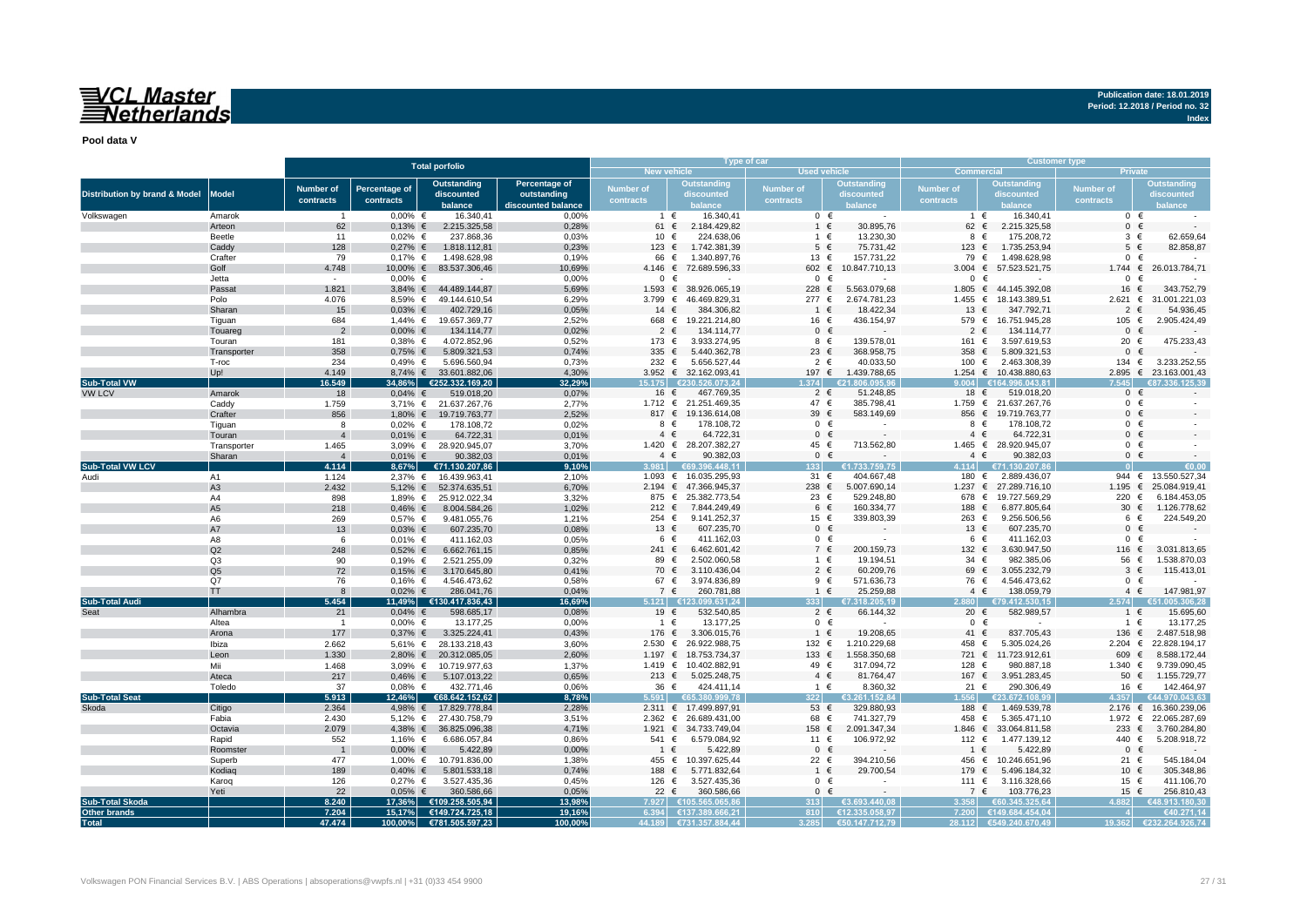# VCL Master Netherlands

Publication date: 18.01.2019
Period: 12.2018 / Period no. 32

Index

**Pool data V**

| Distribution by brand & Model | Model | Total porfolio | | | | Type of car | | | | Customer type | | | |
|---|---|---|---|---|---|---|---|---|---|---|---|---|---|
| | | | | | | New vehicle | | Used vehicle | | Commercial | | Private | |
| | | Number of contracts | Percentage of contracts | Outstanding discounted balance | Percentage of outstanding discounted balance | Number of contracts | Outstanding discounted balance | Number of contracts | Outstanding discounted balance | Number of contracts | Outstanding discounted balance | Number of contracts | Outstanding discounted balance |
| Volkswagen | Amarok | 1 | 0,00% | € 16.340,41 | 0,00% | 1 | € 16.340,41 | 0 | € - | 1 | € 16.340,41 | 0 | € - |
| | Arteon | 62 | 0,13% | € 2.215.325,58 | 0,28% | 61 | € 2.184.429,82 | 1 | € 30.895,76 | 62 | € 2.215.325,58 | 0 | € - |
| | Beetle | 11 | 0,02% | € 237.868,36 | 0,03% | 10 | € 224.638,06 | 1 | € 13.230,30 | 8 | € 175.208,72 | 3 | € 62.659,64 |
| | Caddy | 128 | 0,27% | € 1.818.112,81 | 0,23% | 123 | € 1.742.381,39 | 5 | € 75.731,42 | 123 | € 1.735.253,94 | 5 | € 82.858,87 |
| | Crafter | 79 | 0,17% | € 1.498.628,98 | 0,19% | 66 | € 1.340.897,76 | 13 | € 157.731,22 | 79 | € 1.498.628,98 | 0 | € - |
| | Golf | 4.748 | 10,00% | € 83.537.306,46 | 10,69% | 4.146 | € 72.689.596,33 | 602 | € 10.847.710,13 | 3.004 | € 57.523.521,75 | 1.744 | € 26.013.784,71 |
| | Jetta | - | 0,00% | € - | 0,00% | 0 | € - | 0 | € - | 0 | € - | 0 | € - |
| | Passat | 1.821 | 3,84% | € 44.489.144,87 | 5,69% | 1.593 | € 38.926.065,19 | 228 | € 5.563.079,68 | 1.805 | € 44.145.392,08 | 16 | € 343.752,79 |
| | Polo | 4.076 | 8,59% | € 49.144.610,54 | 6,29% | 3.799 | € 46.469.829,31 | 277 | € 2.674.781,23 | 1.455 | € 18.143.389,51 | 2.621 | € 31.001.221,03 |
| | Sharan | 15 | 0,03% | € 402.729,16 | 0,05% | 14 | € 384.306,82 | 1 | € 18.422,34 | 13 | € 347.792,71 | 2 | € 54.936,45 |
| | Tiguan | 684 | 1,44% | € 19.657.369,77 | 2,52% | 668 | € 19.221.214,80 | 16 | € 436.154,97 | 579 | € 16.751.945,28 | 105 | € 2.905.424,49 |
| | Touareg | 2 | 0,00% | € 134.114,77 | 0,02% | 2 | € 134.114,77 | 0 | € - | 2 | € 134.114,77 | 0 | € - |
| | Touran | 181 | 0,38% | € 4.072.852,96 | 0,52% | 173 | € 3.933.274,95 | 8 | € 139.578,01 | 161 | € 3.597.619,53 | 20 | € 475.233,43 |
| | Transporter | 358 | 0,75% | € 5.809.321,53 | 0,74% | 335 | € 5.440.362,78 | 23 | € 368.958,75 | 358 | € 5.809.321,53 | 0 | € - |
| | T-roc | 234 | 0,49% | € 5.696.560,94 | 0,73% | 232 | € 5.656.527,44 | 2 | € 40.033,50 | 100 | € 2.463.308,39 | 134 | € 3.233.252,55 |
| | Up! | 4.149 | 8,74% | € 33.601.882,06 | 4,30% | 3.952 | € 32.162.093,41 | 197 | € 1.439.788,65 | 1.254 | € 10.438.880,63 | 2.895 | € 23.163.001,43 |
| **Sub-Total VW** | | **16.549** | **34,86%** | **€252.332.169,20** | **32,29%** | **15.175** | **€230.526.073,24** | **1.374** | **€21.806.095,96** | **9.004** | **€164.996.043,81** | **7.545** | **€87.336.125,39** |
| VW LCV | Amarok | 18 | 0,04% | € 519.018,20 | 0,07% | 16 | € 467.769,35 | 2 | € 51.248,85 | 18 | € 519.018,20 | 0 | € - |
| | Caddy | 1.759 | 3,71% | € 21.637.267,76 | 2,77% | 1.712 | € 21.251.469,35 | 47 | € 385.798,41 | 1.759 | € 21.637.267,76 | 0 | € - |
| | Crafter | 856 | 1,80% | € 19.719.763,77 | 2,52% | 817 | € 19.136.614,08 | 39 | € 583.149,69 | 856 | € 19.719.763,77 | 0 | € - |
| | Tiguan | 8 | 0,02% | € 178.108,72 | 0,02% | 8 | € 178.108,72 | 0 | € - | 8 | € 178.108,72 | 0 | € - |
| | Touran | 4 | 0,01% | € 64.722,31 | 0,01% | 4 | € 64.722,31 | 0 | € - | 4 | € 64.722,31 | 0 | € - |
| | Transporter | 1.465 | 3,09% | € 28.920.945,07 | 3,70% | 1.420 | € 28.207.382,27 | 45 | € 713.562,80 | 1.465 | € 28.920.945,07 | 0 | € - |
| | Sharan | 4 | 0,01% | € 90.382,03 | 0,01% | 4 | € 90.382,03 | 0 | € - | 4 | € 90.382,03 | 0 | € - |
| **Sub-Total VW LCV** | | **4.114** | **8,67%** | **€71.130.207,86** | **9,10%** | **3.981** | **€69.396.448,11** | **133** | **€1.733.759,75** | **4.114** | **€71.130.207,86** | **0** | **€0,00** |
| Audi | A1 | 1.124 | 2,37% | € 16.439.963,41 | 2,10% | 1.093 | € 16.035.295,93 | 31 | € 404.667,48 | 180 | € 2.889.436,07 | 944 | € 13.550.527,34 |
| | A3 | 2.432 | 5,12% | € 52.374.635,51 | 6,70% | 2.194 | € 47.366.945,37 | 238 | € 5.007.690,14 | 1.237 | € 27.289.716,10 | 1.195 | € 25.084.919,41 |
| | A4 | 898 | 1,89% | € 25.912.022,34 | 3,32% | 875 | € 25.382.773,54 | 23 | € 529.248,80 | 678 | € 19.727.569,29 | 220 | € 6.184.453,05 |
| | A5 | 218 | 0,46% | € 8.004.584,26 | 1,02% | 212 | € 7.844.249,49 | 6 | € 160.334,77 | 188 | € 6.877.805,64 | 30 | € 1.126.778,62 |
| | A6 | 269 | 0,57% | € 9.481.055,76 | 1,21% | 254 | € 9.141.252,37 | 15 | € 339.803,39 | 263 | € 9.256.506,56 | 6 | € 224.549,20 |
| | A7 | 13 | 0,03% | € 607.235,70 | 0,08% | 13 | € 607.235,70 | 0 | € - | 13 | € 607.235,70 | 0 | € - |
| | A8 | 6 | 0,01% | € 411.162,03 | 0,05% | 6 | € 411.162,03 | 0 | € - | 6 | € 411.162,03 | 0 | € - |
| | Q2 | 248 | 0,52% | € 6.662.761,15 | 0,85% | 241 | € 6.462.601,42 | 7 | € 200.159,73 | 132 | € 3.630.947,50 | 116 | € 3.031.813,65 |
| | Q3 | 90 | 0,19% | € 2.521.255,09 | 0,32% | 89 | € 2.502.060,58 | 1 | € 19.194,51 | 34 | € 982.385,06 | 56 | € 1.538.870,03 |
| | Q5 | 72 | 0,15% | € 3.170.645,80 | 0,41% | 70 | € 3.110.436,04 | 2 | € 60.209,76 | 69 | € 3.055.232,79 | 3 | € 115.413,01 |
| | Q7 | 76 | 0,16% | € 4.546.473,62 | 0,58% | 67 | € 3.974.836,89 | 9 | € 571.636,73 | 76 | € 4.546.473,62 | 0 | € - |
| | TT | 8 | 0,02% | € 286.041,76 | 0,04% | 7 | € 260.781,88 | 1 | € 25.259,88 | 4 | € 138.059,79 | 4 | € 147.981,97 |
| **Sub-Total Audi** | | **5.454** | **11,49%** | **€130.417.836,43** | **16,69%** | **5.121** | **€123.099.631,24** | **333** | **€7.318.205,19** | **2.880** | **€79.412.530,15** | **2.574** | **€51.005.306,28** |
| Seat | Alhambra | 21 | 0,04% | € 598.685,17 | 0,08% | 19 | € 532.540,85 | 2 | € 66.144,32 | 20 | € 582.989,57 | 1 | € 15.695,60 |
| | Altea | 1 | 0,00% | € 13.177,25 | 0,00% | 1 | € 13.177,25 | 0 | € - | 0 | € - | 1 | € 13.177,25 |
| | Arona | 177 | 0,37% | € 3.325.224,41 | 0,43% | 176 | € 3.306.015,76 | 1 | € 19.208,65 | 41 | € 837.705,43 | 136 | € 2.487.518,98 |
| | Ibiza | 2.662 | 5,61% | € 28.133.218,43 | 3,60% | 2.530 | € 26.922.988,75 | 132 | € 1.210.229,68 | 458 | € 5.305.024,26 | 2.204 | € 22.828.194,17 |
| | Leon | 1.330 | 2,80% | € 20.312.085,05 | 2,60% | 1.197 | € 18.753.734,37 | 133 | € 1.558.350,68 | 721 | € 11.723.912,61 | 609 | € 8.588.172,44 |
| | Mii | 1.468 | 3,09% | € 10.719.977,63 | 1,37% | 1.419 | € 10.402.882,91 | 49 | € 317.094,72 | 128 | € 980.887,18 | 1.340 | € 9.739.090,45 |
| | Ateca | 217 | 0,46% | € 5.107.013,22 | 0,65% | 213 | € 5.025.248,75 | 4 | € 81.764,47 | 167 | € 3.951.283,45 | 50 | € 1.155.729,77 |
| | Toledo | 37 | 0,08% | € 432.771,46 | 0,06% | 36 | € 424.411,14 | 1 | € 8.360,32 | 21 | € 290.306,49 | 16 | € 142.464,97 |
| **Sub-Total Seat** | | **5.913** | **12,46%** | **€68.642.152,62** | **8,78%** | **5.591** | **€65.380.999,78** | **322** | **€3.261.152,84** | **1.556** | **€23.672.108,99** | **4.357** | **€44.970.043,63** |
| Skoda | Citigo | 2.364 | 4,98% | € 17.829.778,84 | 2,28% | 2.311 | € 17.499.897,91 | 53 | € 329.880,93 | 188 | € 1.469.539,78 | 2.176 | € 16.360.239,06 |
| | Fabia | 2.430 | 5,12% | € 27.430.758,79 | 3,51% | 2.362 | € 26.689.431,00 | 68 | € 741.327,79 | 458 | € 5.365.471,10 | 1.972 | € 22.065.287,69 |
| | Octavia | 2.079 | 4,38% | € 36.825.096,38 | 4,71% | 1.921 | € 34.733.749,04 | 158 | € 2.091.347,34 | 1.846 | € 33.064.811,58 | 233 | € 3.760.284,80 |
| | Rapid | 552 | 1,16% | € 6.686.057,84 | 0,86% | 541 | € 6.579.084,92 | 11 | € 106.972,92 | 112 | € 1.477.139,12 | 440 | € 5.208.918,72 |
| | Roomster | 1 | 0,00% | € 5.422,89 | 0,00% | 1 | € 5.422,89 | 0 | € - | 1 | € 5.422,89 | 0 | € - |
| | Superb | 477 | 1,00% | € 10.791.836,00 | 1,38% | 455 | € 10.397.625,44 | 22 | € 394.210,56 | 456 | € 10.246.651,96 | 21 | € 545.184,04 |
| | Kodiaq | 189 | 0,40% | € 5.801.533,18 | 0,74% | 188 | € 5.771.832,64 | 1 | € 29.700,54 | 179 | € 5.496.184,32 | 10 | € 305.348,86 |
| | Karoq | 126 | 0,27% | € 3.527.435,36 | 0,45% | 126 | € 3.527.435,36 | 0 | € - | 111 | € 3.116.328,66 | 15 | € 411.106,70 |
| | Yeti | 22 | 0,05% | € 360.586,66 | 0,05% | 22 | € 360.586,66 | 0 | € - | 7 | € 103.776,23 | 15 | € 256.810,43 |
| **Sub-Total Skoda** | | **8.240** | **17,36%** | **€109.258.505,94** | **13,98%** | **7.927** | **€105.565.065,86** | **313** | **€3.693.440,08** | **3.358** | **€60.345.325,64** | **4.882** | **€48.913.180,30** |
| **Other brands** | | **7.204** | **15,17%** | **€149.724.725,18** | **19,16%** | **6.394** | **€137.389.666,21** | **810** | **€12.335.058,97** | **7.200** | **€149.684.454,04** | **4** | **€40.271,14** |
| **Total** | | **47.474** | **100,00%** | **€781.505.597,23** | **100,00%** | **44.189** | **€731.357.884,44** | **3.285** | **€50.147.712,79** | **28.112** | **€549.240.670,49** | **19.362** | **€232.264.926,74** |

Volkswagen PON Financial Services B.V. | ABS Operations | absoperations@vwpfs.nl | +31 (0)33 454 9900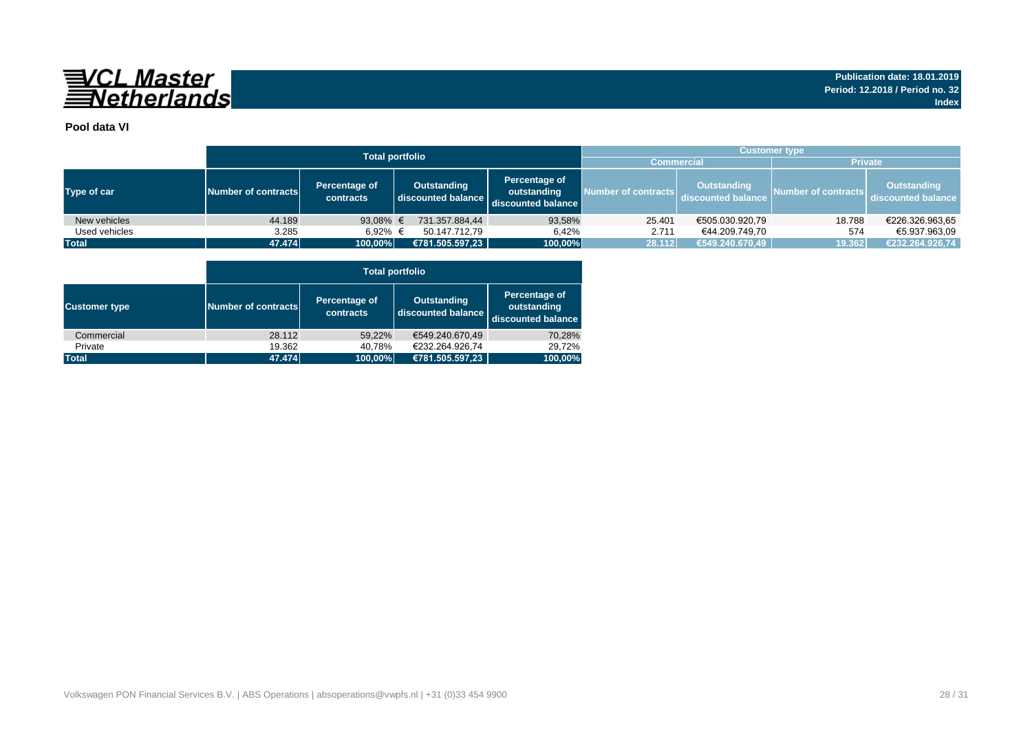**VCL Master Netherlands**

**Publication date: 18.01.2019**
**Period: 12.2018 / Period no. 32**
**Index**

**Pool data VI**

| Type of car | Total portfolio | | | | Customer type | | | |
|---|---|---|---|---|---|---|---|---|
| | | | | | Commercial | | Private | |
| | Number of contracts | Percentage of contracts | Outstanding discounted balance | Percentage of outstanding discounted balance | Number of contracts | Outstanding discounted balance | Number of contracts | Outstanding discounted balance |
| New vehicles | 44.189 | 93,08% | € 731.357.884,44 | 93,58% | 25.401 | €505.030.920,79 | 18.788 | €226.326.963,65 |
| Used vehicles | 3.285 | 6,92% | € 50.147.712,79 | 6,42% | 2.711 | €44.209.749,70 | 574 | €5.937.963,09 |
| **Total** | **47.474** | **100,00%** | **€781.505.597,23** | **100,00%** | **28.112** | **€549.240.670,49** | **19.362** | **€232.264.926,74** |

| Customer type | Total portfolio | | | |
|---|---|---|---|---|
| | Number of contracts | Percentage of contracts | Outstanding discounted balance | Percentage of outstanding discounted balance |
| Commercial | 28.112 | 59,22% | €549.240.670,49 | 70,28% |
| Private | 19.362 | 40,78% | €232.264.926,74 | 29,72% |
| **Total** | **47.474** | **100,00%** | **€781.505.597,23** | **100,00%** |

Volkswagen PON Financial Services B.V. | ABS Operations | absoperations@vwpfs.nl | +31 (0)33 454 9900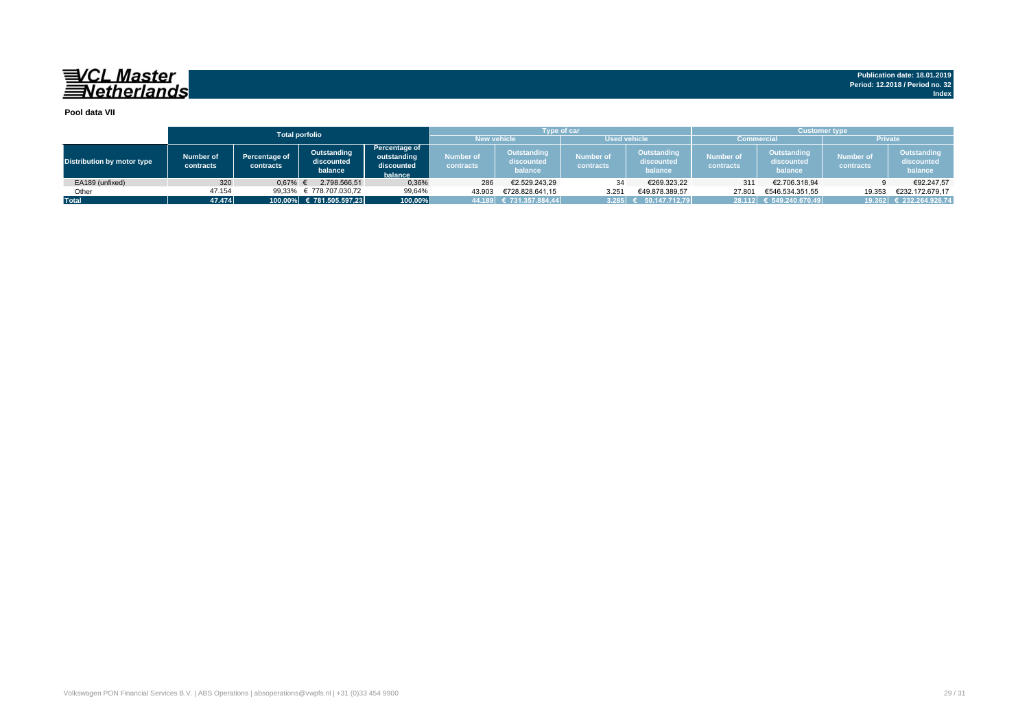**VCL Master Netherlands**

**Publication date: 18.01.2019**
**Period: 12.2018 / Period no. 32**
**Index**

**Pool data VII**

| Distribution by motor type | Total porfolio | | | | Type of car | | | | Customer type | | | |
|---|---|---|---|---|---|---|---|---|---|---|---|---|
| | | | | | New vehicle | | Used vehicle | | Commercial | | Private | |
| | Number of contracts | Percentage of contracts | Outstanding discounted balance | Percentage of outstanding discounted balance | Number of contracts | Outstanding discounted balance | Number of contracts | Outstanding discounted balance | Number of contracts | Outstanding discounted balance | Number of contracts | Outstanding discounted balance |
| EA189 (unfixed) | 320 | 0,67% | € 2.798.566,51 | 0,36% | 286 | €2.529.243,29 | 34 | €269.323,22 | 311 | €2.706.318,94 | 9 | €92.247,57 |
| Other | 47.154 | 99,33% | € 778.707.030,72 | 99,64% | 43.903 | €728.828.641,15 | 3.251 | €49.878.389,57 | 27.801 | €546.534.351,55 | 19.353 | €232.172.679,17 |
| **Total** | **47.474** | **100,00%** | **€ 781.505.597,23** | **100,00%** | **44.189** | **€ 731.357.884,44** | **3.285** | **€ 50.147.712,79** | **28.112** | **€ 549.240.670,49** | **19.362** | **€ 232.264.926,74** |

Volkswagen PON Financial Services B.V. | ABS Operations | absoperations@vwpfs.nl | +31 (0)33 454 9900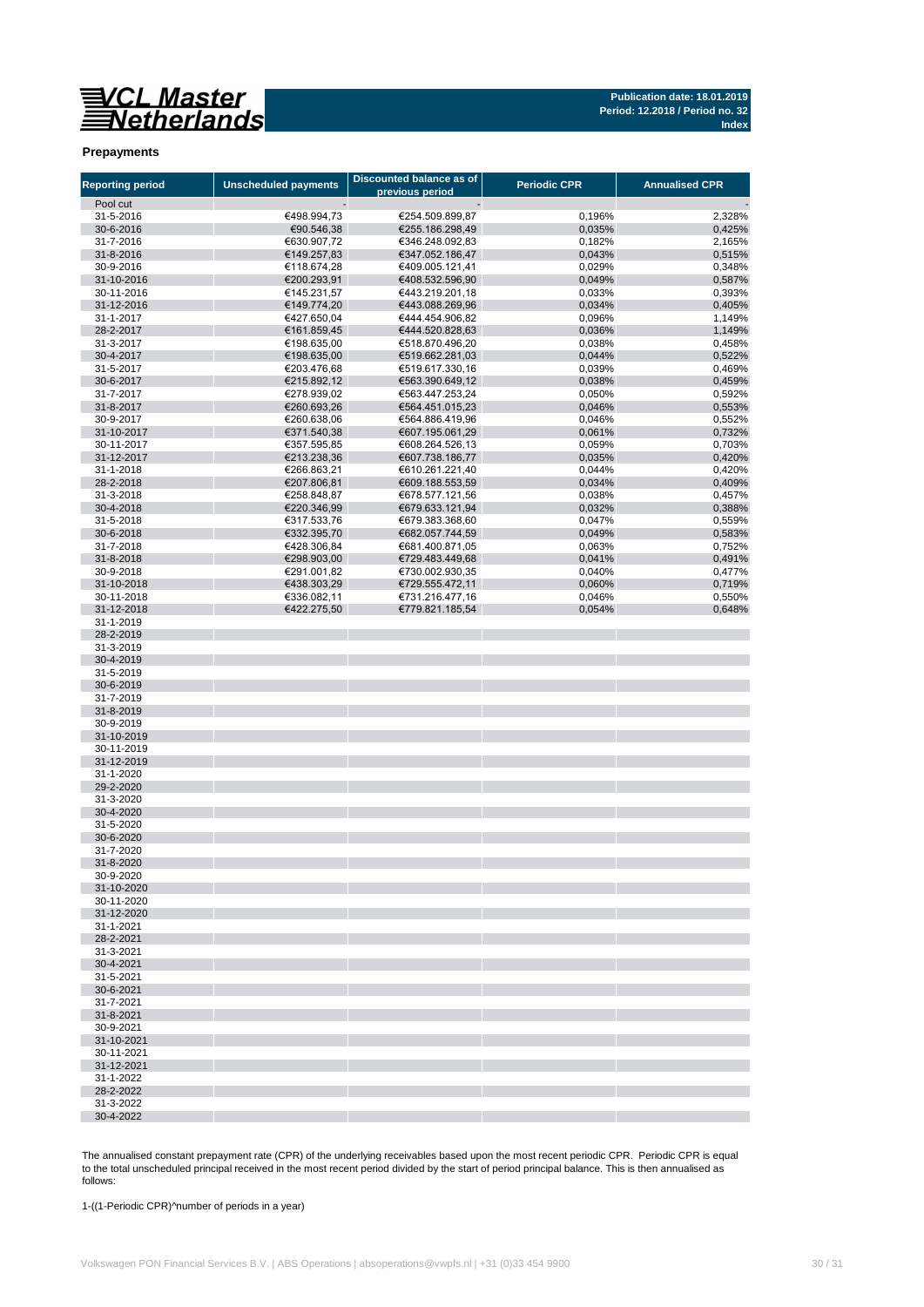**VCL Master Netherlands**

**Publication date: 18.01.2019**
**Period: 12.2018 / Period no. 32**
**Index**

**Prepayments**

| Reporting period | Unscheduled payments | Discounted balance as of previous period | Periodic CPR | Annualised CPR |
|---|---|---|---|---|
| Pool cut | - | - | | - |
| 31-5-2016 | €498.994,73 | €254.509.899,87 | 0,196% | 2,328% |
| 30-6-2016 | €90.546,38 | €255.186.298,49 | 0,035% | 0,425% |
| 31-7-2016 | €630.907,72 | €346.248.092,83 | 0,182% | 2,165% |
| 31-8-2016 | €149.257,83 | €347.052.186,47 | 0,043% | 0,515% |
| 30-9-2016 | €118.674,28 | €409.005.121,41 | 0,029% | 0,348% |
| 31-10-2016 | €200.293,91 | €408.532.596,90 | 0,049% | 0,587% |
| 30-11-2016 | €145.231,57 | €443.219.201,18 | 0,033% | 0,393% |
| 31-12-2016 | €149.774,20 | €443.088.269,96 | 0,034% | 0,405% |
| 31-1-2017 | €427.650,04 | €444.454.906,82 | 0,096% | 1,149% |
| 28-2-2017 | €161.859,45 | €444.520.828,63 | 0,036% | 1,149% |
| 31-3-2017 | €198.635,00 | €518.870.496,20 | 0,038% | 0,458% |
| 30-4-2017 | €198.635,00 | €519.662.281,03 | 0,044% | 0,522% |
| 31-5-2017 | €203.476,68 | €519.617.330,16 | 0,039% | 0,469% |
| 30-6-2017 | €215.892,12 | €563.390.649,12 | 0,038% | 0,459% |
| 31-7-2017 | €278.939,02 | €563.447.253,24 | 0,050% | 0,592% |
| 31-8-2017 | €260.693,26 | €564.451.015,23 | 0,046% | 0,553% |
| 30-9-2017 | €260.638,06 | €564.886.419,96 | 0,046% | 0,552% |
| 31-10-2017 | €371.540,38 | €607.195.061,29 | 0,061% | 0,732% |
| 30-11-2017 | €357.595,85 | €608.264.526,13 | 0,059% | 0,703% |
| 31-12-2017 | €213.238,36 | €607.738.186,77 | 0,035% | 0,420% |
| 31-1-2018 | €266.863,21 | €610.261.221,40 | 0,044% | 0,420% |
| 28-2-2018 | €207.806,81 | €609.188.553,59 | 0,034% | 0,409% |
| 31-3-2018 | €258.848,87 | €678.577.121,56 | 0,038% | 0,457% |
| 30-4-2018 | €220.346,99 | €679.633.121,94 | 0,032% | 0,388% |
| 31-5-2018 | €317.533,76 | €679.383.368,60 | 0,047% | 0,559% |
| 30-6-2018 | €332.395,70 | €682.057.744,59 | 0,049% | 0,583% |
| 31-7-2018 | €428.306,84 | €681.400.871,05 | 0,063% | 0,752% |
| 31-8-2018 | €298.903,00 | €729.483.449,68 | 0,041% | 0,491% |
| 30-9-2018 | €291.001,82 | €730.002.930,35 | 0,040% | 0,477% |
| 31-10-2018 | €438.303,29 | €729.555.472,11 | 0,060% | 0,719% |
| 30-11-2018 | €336.082,11 | €731.216.477,16 | 0,046% | 0,550% |
| 31-12-2018 | €422.275,50 | €779.821.185,54 | 0,054% | 0,648% |
| 31-1-2019 | | | | |
| 28-2-2019 | | | | |
| 31-3-2019 | | | | |
| 30-4-2019 | | | | |
| 31-5-2019 | | | | |
| 30-6-2019 | | | | |
| 31-7-2019 | | | | |
| 31-8-2019 | | | | |
| 30-9-2019 | | | | |
| 31-10-2019 | | | | |
| 30-11-2019 | | | | |
| 31-12-2019 | | | | |
| 31-1-2020 | | | | |
| 29-2-2020 | | | | |
| 31-3-2020 | | | | |
| 30-4-2020 | | | | |
| 31-5-2020 | | | | |
| 30-6-2020 | | | | |
| 31-7-2020 | | | | |
| 31-8-2020 | | | | |
| 30-9-2020 | | | | |
| 31-10-2020 | | | | |
| 30-11-2020 | | | | |
| 31-12-2020 | | | | |
| 31-1-2021 | | | | |
| 28-2-2021 | | | | |
| 31-3-2021 | | | | |
| 30-4-2021 | | | | |
| 31-5-2021 | | | | |
| 30-6-2021 | | | | |
| 31-7-2021 | | | | |
| 31-8-2021 | | | | |
| 30-9-2021 | | | | |
| 31-10-2021 | | | | |
| 30-11-2021 | | | | |
| 31-12-2021 | | | | |
| 31-1-2022 | | | | |
| 28-2-2022 | | | | |
| 31-3-2022 | | | | |
| 30-4-2022 | | | | |

The annualised constant prepayment rate (CPR) of the underlying receivables based upon the most recent periodic CPR. Periodic CPR is equal to the total unscheduled principal received in the most recent period divided by the start of period principal balance. This is then annualised as follows:

1-((1-Periodic CPR)^number of periods in a year)

Volkswagen PON Financial Services B.V. | ABS Operations | absoperations@vwpfs.nl | +31 (0)33 454 9900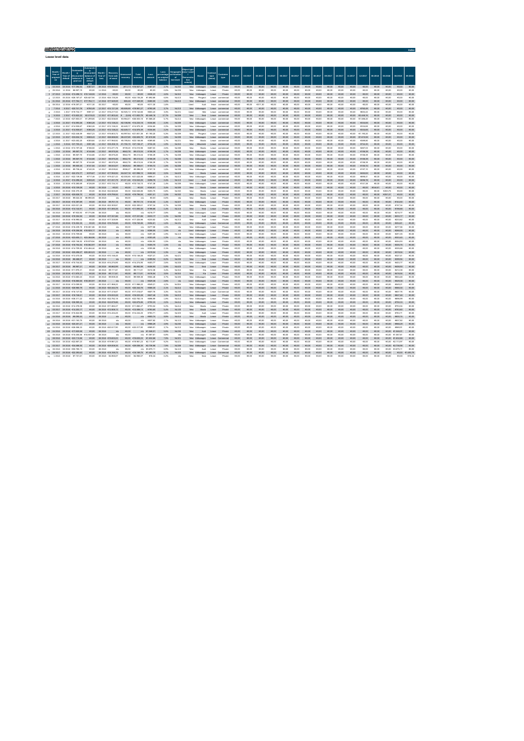## Lease level data

| No. | Month / Year of origination | Month / Year of default | Outstanding discounted balance at pool cut | Outstanding discounted balance of loan at default date | Month / Year of loss | Recovery from sale of asset | Unsecured recovery | Total recovery | Loss amount | Loss percentage on original balance | Geographic allocation of borrower | Object type (new / used / Demonstration vehicle) | Brand | Contract type (lease) | Customer type | 01-2017 | 02-2017 | 03-2017 | 04-2017 | 05-2017 | 06-2017 | 07-2017 | 08-2017 | 09-2017 | 10-2017 | 11-2017 | 12-2017 | 01-2018 | 02-2018 | 03-2018 | 04-2018 | 05-2018 | 06-2018 | 07-2018 | 08-2018 | 09-2018 |
|---|---|---|---|---|---|---|---|---|---|---|---|---|---|---|---|---|---|---|---|---|---|---|---|---|---|---|---|---|---|---|---|---|---|---|---|---|